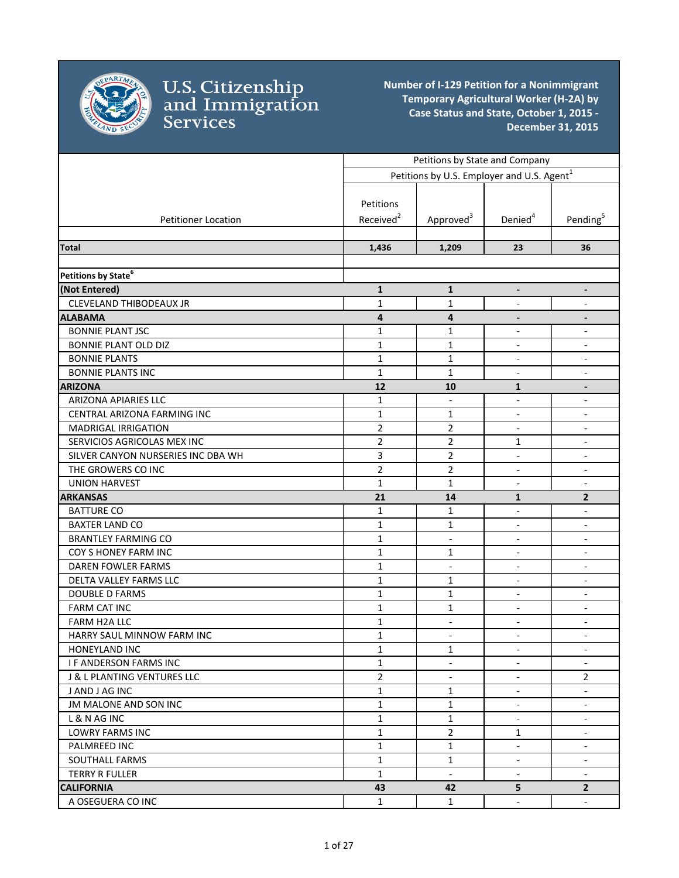# U.S. Citizenship and Immigration Services

## Number of I-129 Petition for a Nonimmigrant Temporary Agricultural Worker (H-2A) by Case Status and State, October 1, 2015 - December 31, 2015

| | Petitions by State and Company | | | |
|---|---|---|---|---|
| | Petitions by U.S. Employer and U.S. Agent[1] | | | |
| Petitioner Location | Petitions Received[2] | Approved[3] | Denied[4] | Pending[5] |
| **Total** | **1,436** | **1,209** | **23** | **36** |
| **Petitions by State[6]** | | | | |
| **(Not Entered)** | **1** | **1** | **-** | **-** |
| CLEVELAND THIBODEAUX JR | 1 | 1 | - | - |
| **ALABAMA** | **4** | **4** | **-** | **-** |
| BONNIE PLANT JSC | 1 | 1 | - | - |
| BONNIE PLANT OLD DIZ | 1 | 1 | - | - |
| BONNIE PLANTS | 1 | 1 | - | - |
| BONNIE PLANTS INC | 1 | 1 | - | - |
| **ARIZONA** | **12** | **10** | **1** | **-** |
| ARIZONA APIARIES LLC | 1 | - | - | - |
| CENTRAL ARIZONA FARMING INC | 1 | 1 | - | - |
| MADRIGAL IRRIGATION | 2 | 2 | - | - |
| SERVICIOS AGRICOLAS MEX INC | 2 | 2 | 1 | - |
| SILVER CANYON NURSERIES INC DBA WH | 3 | 2 | - | - |
| THE GROWERS CO INC | 2 | 2 | - | - |
| UNION HARVEST | 1 | 1 | - | - |
| **ARKANSAS** | **21** | **14** | **1** | **2** |
| BATTURE CO | 1 | 1 | - | - |
| BAXTER LAND CO | 1 | 1 | - | - |
| BRANTLEY FARMING CO | 1 | - | - | - |
| COY S HONEY FARM INC | 1 | 1 | - | - |
| DAREN FOWLER FARMS | 1 | - | - | - |
| DELTA VALLEY FARMS LLC | 1 | 1 | - | - |
| DOUBLE D FARMS | 1 | 1 | - | - |
| FARM CAT INC | 1 | 1 | - | - |
| FARM H2A LLC | 1 | - | - | - |
| HARRY SAUL MINNOW FARM INC | 1 | - | - | - |
| HONEYLAND INC | 1 | 1 | - | - |
| I F ANDERSON FARMS INC | 1 | - | - | - |
| J & L PLANTING VENTURES LLC | 2 | - | - | 2 |
| J AND J AG INC | 1 | 1 | - | - |
| JM MALONE AND SON INC | 1 | 1 | - | - |
| L & N AG INC | 1 | 1 | - | - |
| LOWRY FARMS INC | 1 | 2 | 1 | - |
| PALMREED INC | 1 | 1 | - | - |
| SOUTHALL FARMS | 1 | 1 | - | - |
| TERRY R FULLER | 1 | - | - | - |
| **CALIFORNIA** | **43** | **42** | **5** | **2** |
| A OSEGUERA CO INC | 1 | 1 | - | - |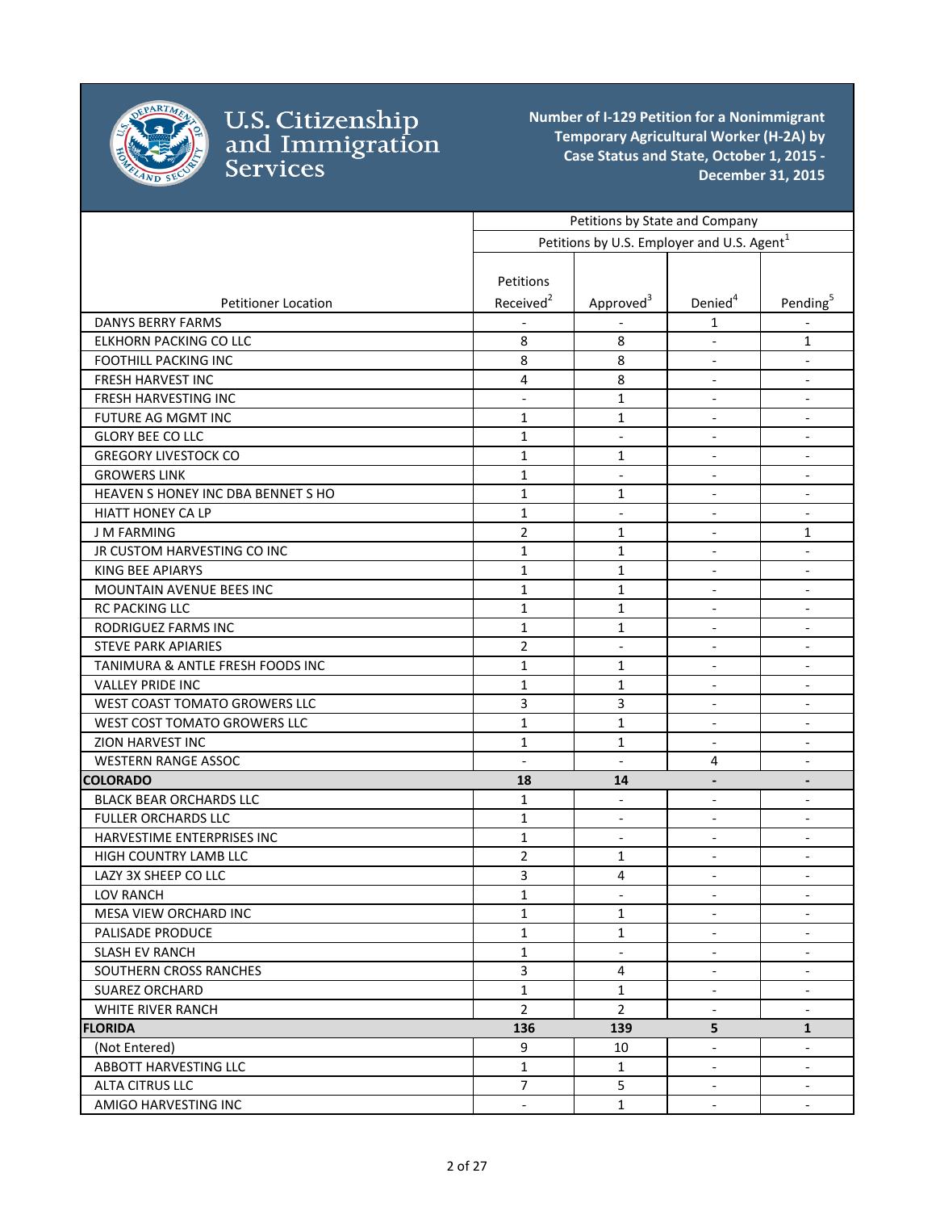# U.S. Citizenship and Immigration Services

**Number of I-129 Petition for a Nonimmigrant Temporary Agricultural Worker (H-2A) by Case Status and State, October 1, 2015 - December 31, 2015**

| | Petitions by State and Company | | | |
|---|---|---|---|---|
| | Petitions by U.S. Employer and U.S. Agent[1] | | | |
| Petitioner Location | Petitions Received[2] | Approved[3] | Denied[4] | Pending[5] |
| DANYS BERRY FARMS | - | - | 1 | - |
| ELKHORN PACKING CO LLC | 8 | 8 | - | 1 |
| FOOTHILL PACKING INC | 8 | 8 | - | - |
| FRESH HARVEST INC | 4 | 8 | - | - |
| FRESH HARVESTING INC | - | 1 | - | - |
| FUTURE AG MGMT INC | 1 | 1 | - | - |
| GLORY BEE CO LLC | 1 | - | - | - |
| GREGORY LIVESTOCK CO | 1 | 1 | - | - |
| GROWERS LINK | 1 | - | - | - |
| HEAVEN S HONEY INC DBA BENNET S HO | 1 | 1 | - | - |
| HIATT HONEY CA LP | 1 | - | - | - |
| J M FARMING | 2 | 1 | - | 1 |
| JR CUSTOM HARVESTING CO INC | 1 | 1 | - | - |
| KING BEE APIARYS | 1 | 1 | - | - |
| MOUNTAIN AVENUE BEES INC | 1 | 1 | - | - |
| RC PACKING LLC | 1 | 1 | - | - |
| RODRIGUEZ FARMS INC | 1 | 1 | - | - |
| STEVE PARK APIARIES | 2 | - | - | - |
| TANIMURA & ANTLE FRESH FOODS INC | 1 | 1 | - | - |
| VALLEY PRIDE INC | 1 | 1 | - | - |
| WEST COAST TOMATO GROWERS LLC | 3 | 3 | - | - |
| WEST COST TOMATO GROWERS LLC | 1 | 1 | - | - |
| ZION HARVEST INC | 1 | 1 | - | - |
| WESTERN RANGE ASSOC | - | - | 4 | - |
| **COLORADO** | **18** | **14** | **-** | **-** |
| BLACK BEAR ORCHARDS LLC | 1 | - | - | - |
| FULLER ORCHARDS LLC | 1 | - | - | - |
| HARVESTIME ENTERPRISES INC | 1 | - | - | - |
| HIGH COUNTRY LAMB LLC | 2 | 1 | - | - |
| LAZY 3X SHEEP CO LLC | 3 | 4 | - | - |
| LOV RANCH | 1 | - | - | - |
| MESA VIEW ORCHARD INC | 1 | 1 | - | - |
| PALISADE PRODUCE | 1 | 1 | - | - |
| SLASH EV RANCH | 1 | - | - | - |
| SOUTHERN CROSS RANCHES | 3 | 4 | - | - |
| SUAREZ ORCHARD | 1 | 1 | - | - |
| WHITE RIVER RANCH | 2 | 2 | - | - |
| **FLORIDA** | **136** | **139** | **5** | **1** |
| (Not Entered) | 9 | 10 | - | - |
| ABBOTT HARVESTING LLC | 1 | 1 | - | - |
| ALTA CITRUS LLC | 7 | 5 | - | - |
| AMIGO HARVESTING INC | - | 1 | - | - |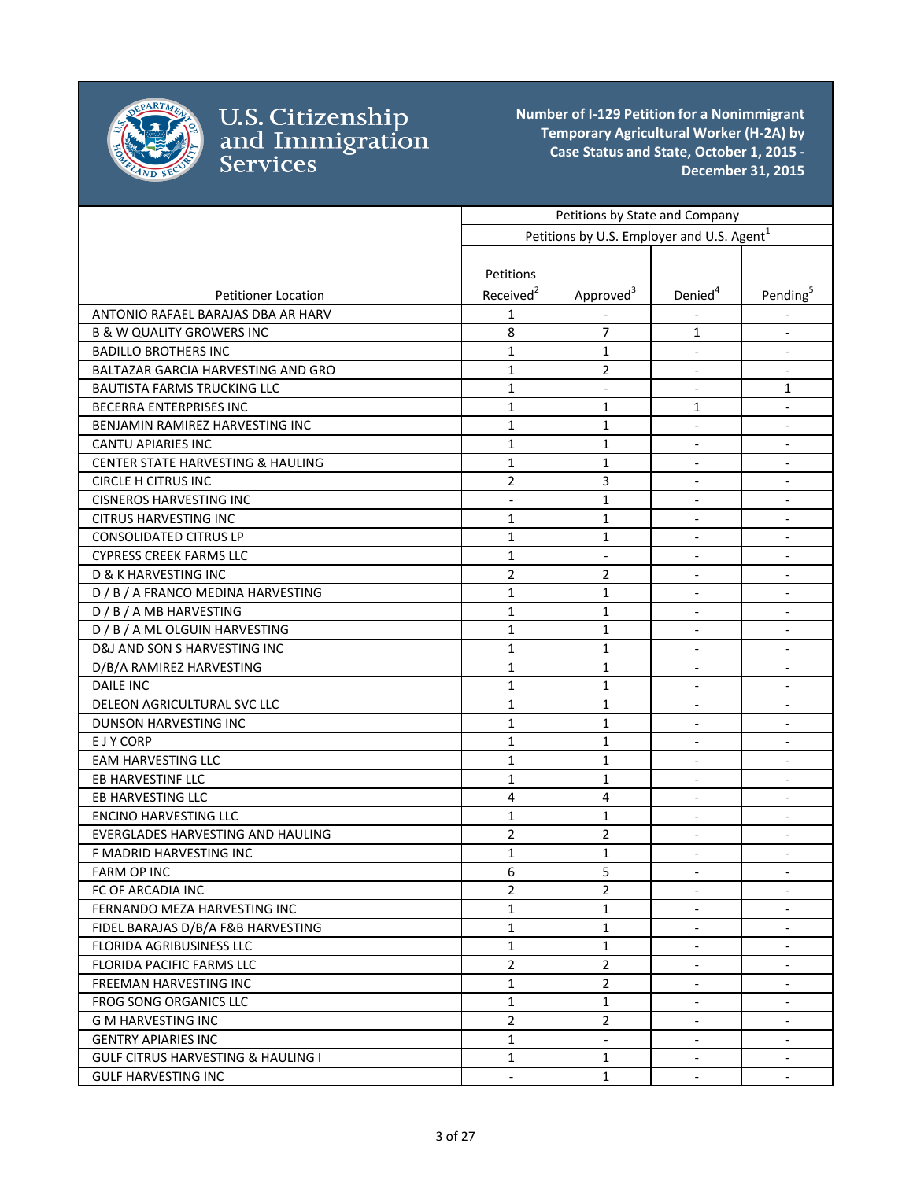**Number of I-129 Petition for a Nonimmigrant Temporary Agricultural Worker (H-2A) by Case Status and State, October 1, 2015 - December 31, 2015**

| | Petitions by State and Company | | | |
|---|---|---|---|---|
| | Petitions by U.S. Employer and U.S. Agent[1] | | | |
| Petitioner Location | Petitions Received[2] | Approved[3] | Denied[4] | Pending[5] |
| ANTONIO RAFAEL BARAJAS DBA AR HARV | 1 | - | - | - |
| B & W QUALITY GROWERS INC | 8 | 7 | 1 | - |
| BADILLO BROTHERS INC | 1 | 1 | - | - |
| BALTAZAR GARCIA HARVESTING AND GRO | 1 | 2 | - | - |
| BAUTISTA FARMS TRUCKING LLC | 1 | - | - | 1 |
| BECERRA ENTERPRISES INC | 1 | 1 | 1 | - |
| BENJAMIN RAMIREZ HARVESTING INC | 1 | 1 | - | - |
| CANTU APIARIES INC | 1 | 1 | - | - |
| CENTER STATE HARVESTING & HAULING | 1 | 1 | - | - |
| CIRCLE H CITRUS INC | 2 | 3 | - | - |
| CISNEROS HARVESTING INC | - | 1 | - | - |
| CITRUS HARVESTING INC | 1 | 1 | - | - |
| CONSOLIDATED CITRUS LP | 1 | 1 | - | - |
| CYPRESS CREEK FARMS LLC | 1 | - | - | - |
| D & K HARVESTING INC | 2 | 2 | - | - |
| D / B / A FRANCO MEDINA HARVESTING | 1 | 1 | - | - |
| D / B / A MB HARVESTING | 1 | 1 | - | - |
| D / B / A ML OLGUIN HARVESTING | 1 | 1 | - | - |
| D&J AND SON S HARVESTING INC | 1 | 1 | - | - |
| D/B/A RAMIREZ HARVESTING | 1 | 1 | - | - |
| DAILE INC | 1 | 1 | - | - |
| DELEON AGRICULTURAL SVC LLC | 1 | 1 | - | - |
| DUNSON HARVESTING INC | 1 | 1 | - | - |
| E J Y CORP | 1 | 1 | - | - |
| EAM HARVESTING LLC | 1 | 1 | - | - |
| EB HARVESTINF LLC | 1 | 1 | - | - |
| EB HARVESTING LLC | 4 | 4 | - | - |
| ENCINO HARVESTING LLC | 1 | 1 | - | - |
| EVERGLADES HARVESTING AND HAULING | 2 | 2 | - | - |
| F MADRID HARVESTING INC | 1 | 1 | - | - |
| FARM OP INC | 6 | 5 | - | - |
| FC OF ARCADIA INC | 2 | 2 | - | - |
| FERNANDO MEZA HARVESTING INC | 1 | 1 | - | - |
| FIDEL BARAJAS D/B/A F&B HARVESTING | 1 | 1 | - | - |
| FLORIDA AGRIBUSINESS LLC | 1 | 1 | - | - |
| FLORIDA PACIFIC FARMS LLC | 2 | 2 | - | - |
| FREEMAN HARVESTING INC | 1 | 2 | - | - |
| FROG SONG ORGANICS LLC | 1 | 1 | - | - |
| G M HARVESTING INC | 2 | 2 | - | - |
| GENTRY APIARIES INC | 1 | - | - | - |
| GULF CITRUS HARVESTING & HAULING I | 1 | 1 | - | - |
| GULF HARVESTING INC | - | 1 | - | - |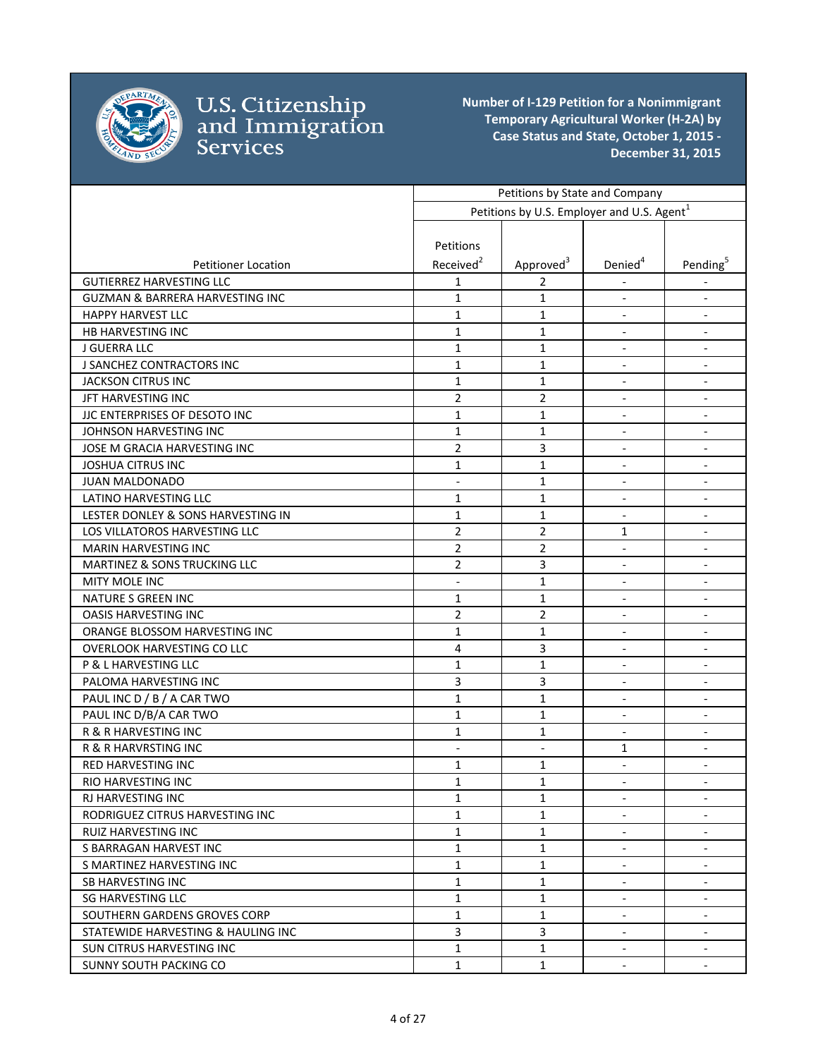# Number of I-129 Petition for a Nonimmigrant Temporary Agricultural Worker (H-2A) by Case Status and State, October 1, 2015 - December 31, 2015

U.S. Citizenship and Immigration Services

| | Petitions by State and Company | | | |
|---|---|---|---|---|
| | Petitions by U.S. Employer and U.S. Agent[1] | | | |
| Petitioner Location | Petitions Received[2] | Approved[3] | Denied[4] | Pending[5] |
| GUTIERREZ HARVESTING LLC | 1 | 2 | - | - |
| GUZMAN & BARRERA HARVESTING INC | 1 | 1 | - | - |
| HAPPY HARVEST LLC | 1 | 1 | - | - |
| HB HARVESTING INC | 1 | 1 | - | - |
| J GUERRA LLC | 1 | 1 | - | - |
| J SANCHEZ CONTRACTORS INC | 1 | 1 | - | - |
| JACKSON CITRUS INC | 1 | 1 | - | - |
| JFT HARVESTING INC | 2 | 2 | - | - |
| JJC ENTERPRISES OF DESOTO INC | 1 | 1 | - | - |
| JOHNSON HARVESTING INC | 1 | 1 | - | - |
| JOSE M GRACIA HARVESTING INC | 2 | 3 | - | - |
| JOSHUA CITRUS INC | 1 | 1 | - | - |
| JUAN MALDONADO | - | 1 | - | - |
| LATINO HARVESTING LLC | 1 | 1 | - | - |
| LESTER DONLEY & SONS HARVESTING IN | 1 | 1 | - | - |
| LOS VILLATOROS HARVESTING LLC | 2 | 2 | 1 | - |
| MARIN HARVESTING INC | 2 | 2 | - | - |
| MARTINEZ & SONS TRUCKING LLC | 2 | 3 | - | - |
| MITY MOLE INC | - | 1 | - | - |
| NATURE S GREEN INC | 1 | 1 | - | - |
| OASIS HARVESTING INC | 2 | 2 | - | - |
| ORANGE BLOSSOM HARVESTING INC | 1 | 1 | - | - |
| OVERLOOK HARVESTING CO LLC | 4 | 3 | - | - |
| P & L HARVESTING LLC | 1 | 1 | - | - |
| PALOMA HARVESTING INC | 3 | 3 | - | - |
| PAUL INC D / B / A CAR TWO | 1 | 1 | - | - |
| PAUL INC D/B/A CAR TWO | 1 | 1 | - | - |
| R & R HARVESTING INC | 1 | 1 | - | - |
| R & R HARVRSTING INC | - | - | 1 | - |
| RED HARVESTING INC | 1 | 1 | - | - |
| RIO HARVESTING INC | 1 | 1 | - | - |
| RJ HARVESTING INC | 1 | 1 | - | - |
| RODRIGUEZ CITRUS HARVESTING INC | 1 | 1 | - | - |
| RUIZ HARVESTING INC | 1 | 1 | - | - |
| S BARRAGAN HARVEST INC | 1 | 1 | - | - |
| S MARTINEZ HARVESTING INC | 1 | 1 | - | - |
| SB HARVESTING INC | 1 | 1 | - | - |
| SG HARVESTING LLC | 1 | 1 | - | - |
| SOUTHERN GARDENS GROVES CORP | 1 | 1 | - | - |
| STATEWIDE HARVESTING & HAULING INC | 3 | 3 | - | - |
| SUN CITRUS HARVESTING INC | 1 | 1 | - | - |
| SUNNY SOUTH PACKING CO | 1 | 1 | - | - |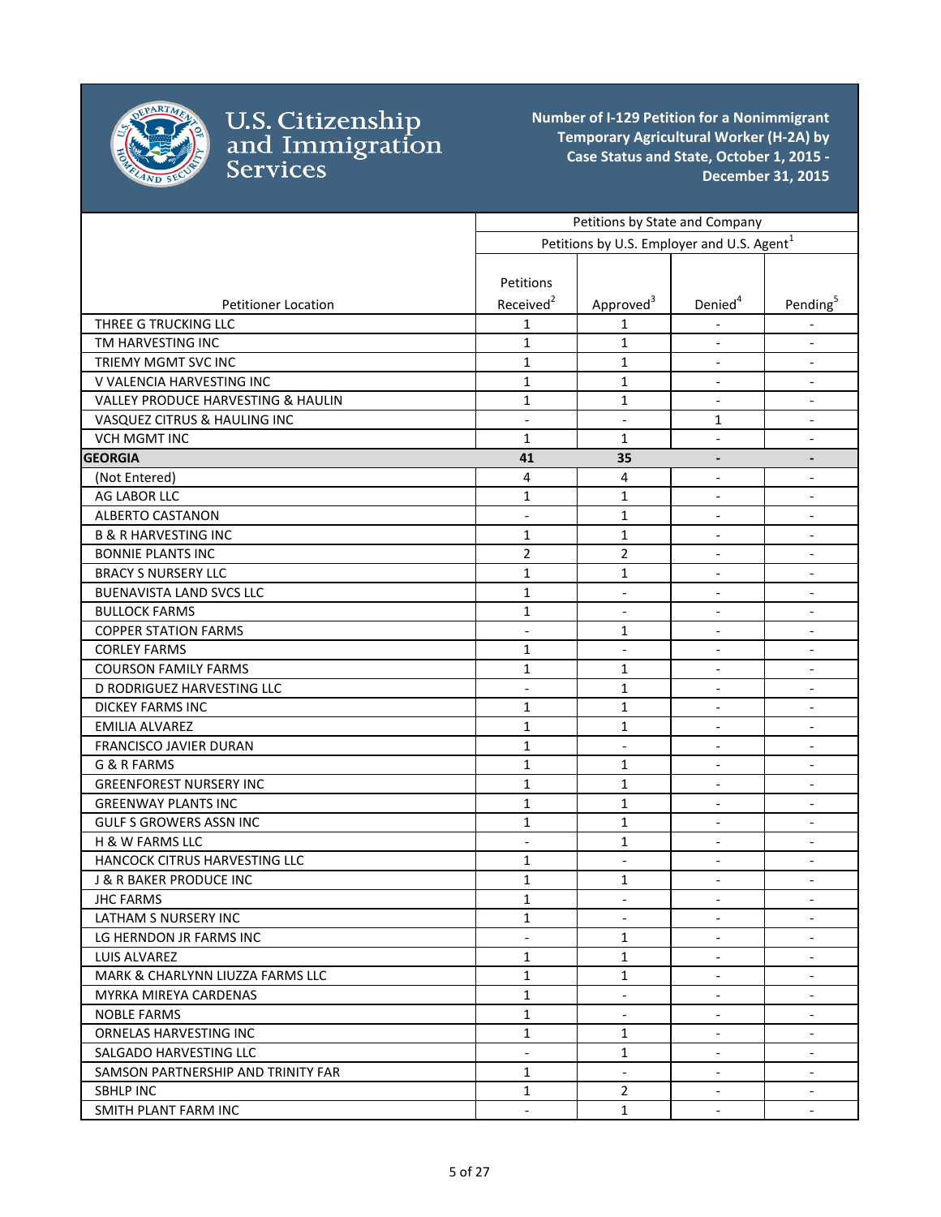**U.S. Citizenship and Immigration Services**

**Number of I-129 Petition for a Nonimmigrant Temporary Agricultural Worker (H-2A) by Case Status and State, October 1, 2015 - December 31, 2015**

| | Petitions by State and Company | | | |
|---|---|---|---|---|
| | Petitions by U.S. Employer and U.S. Agent[1] | | | |
| Petitioner Location | Petitions Received[2] | Approved[3] | Denied[4] | Pending[5] |
| THREE G TRUCKING LLC | 1 | 1 | - | - |
| TM HARVESTING INC | 1 | 1 | - | - |
| TRIEMY MGMT SVC INC | 1 | 1 | - | - |
| V VALENCIA HARVESTING INC | 1 | 1 | - | - |
| VALLEY PRODUCE HARVESTING & HAULIN | 1 | 1 | - | - |
| VASQUEZ CITRUS & HAULING INC | - | - | 1 | - |
| VCH MGMT INC | 1 | 1 | - | - |
| **GEORGIA** | **41** | **35** | **-** | **-** |
| (Not Entered) | 4 | 4 | - | - |
| AG LABOR LLC | 1 | 1 | - | - |
| ALBERTO CASTANON | - | 1 | - | - |
| B & R HARVESTING INC | 1 | 1 | - | - |
| BONNIE PLANTS INC | 2 | 2 | - | - |
| BRACY S NURSERY LLC | 1 | 1 | - | - |
| BUENAVISTA LAND SVCS LLC | 1 | - | - | - |
| BULLOCK FARMS | 1 | - | - | - |
| COPPER STATION FARMS | - | 1 | - | - |
| CORLEY FARMS | 1 | - | - | - |
| COURSON FAMILY FARMS | 1 | 1 | - | - |
| D RODRIGUEZ HARVESTING LLC | - | 1 | - | - |
| DICKEY FARMS INC | 1 | 1 | - | - |
| EMILIA ALVAREZ | 1 | 1 | - | - |
| FRANCISCO JAVIER DURAN | 1 | - | - | - |
| G & R FARMS | 1 | 1 | - | - |
| GREENFOREST NURSERY INC | 1 | 1 | - | - |
| GREENWAY PLANTS INC | 1 | 1 | - | - |
| GULF S GROWERS ASSN INC | 1 | 1 | - | - |
| H & W FARMS LLC | - | 1 | - | - |
| HANCOCK CITRUS HARVESTING LLC | 1 | - | - | - |
| J & R BAKER PRODUCE INC | 1 | 1 | - | - |
| JHC FARMS | 1 | - | - | - |
| LATHAM S NURSERY INC | 1 | - | - | - |
| LG HERNDON JR FARMS INC | - | 1 | - | - |
| LUIS ALVAREZ | 1 | 1 | - | - |
| MARK & CHARLYNN LIUZZA FARMS LLC | 1 | 1 | - | - |
| MYRKA MIREYA CARDENAS | 1 | - | - | - |
| NOBLE FARMS | 1 | - | - | - |
| ORNELAS HARVESTING INC | 1 | 1 | - | - |
| SALGADO HARVESTING LLC | - | 1 | - | - |
| SAMSON PARTNERSHIP AND TRINITY FAR | 1 | - | - | - |
| SBHLP INC | 1 | 2 | - | - |
| SMITH PLANT FARM INC | - | 1 | - | - |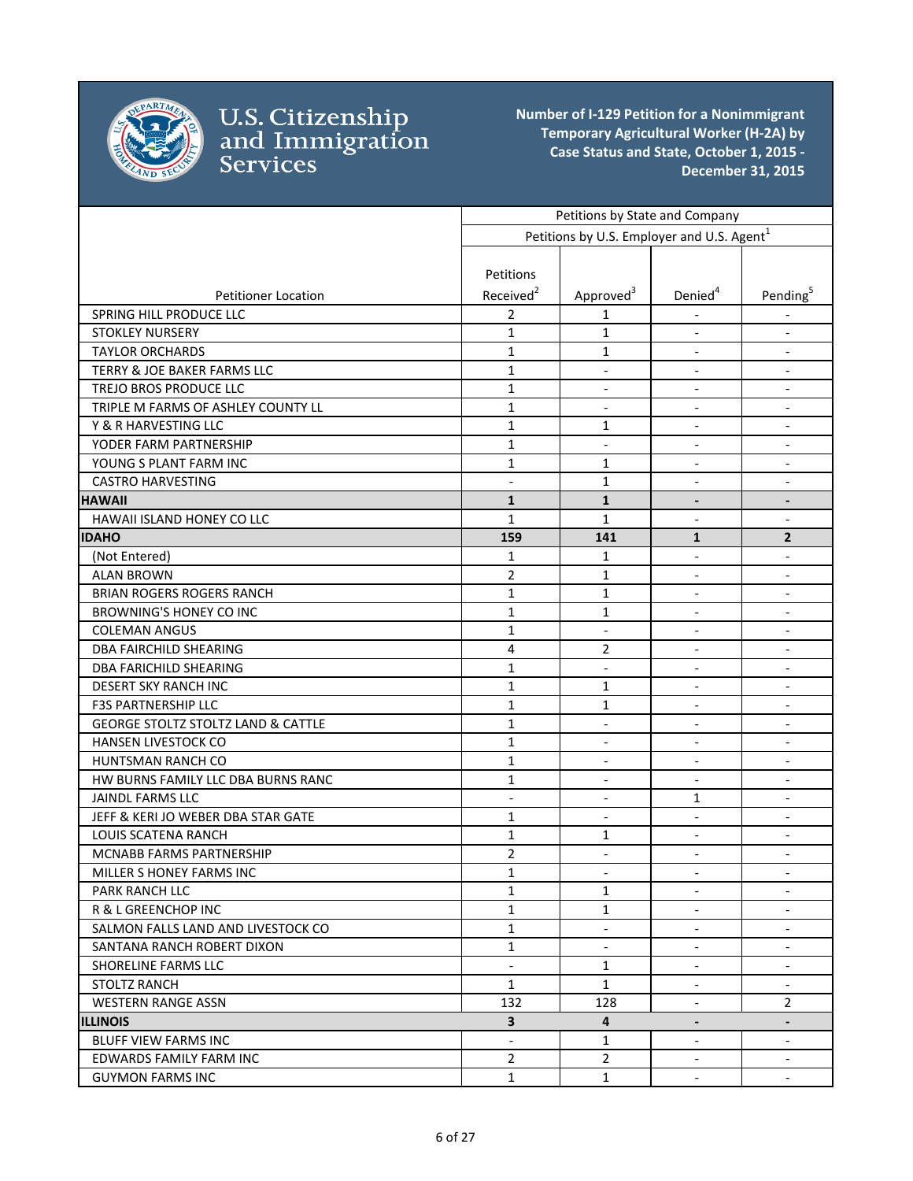# U.S. Citizenship and Immigration Services

**Number of I-129 Petition for a Nonimmigrant Temporary Agricultural Worker (H-2A) by Case Status and State, October 1, 2015 - December 31, 2015**

| | Petitions by State and Company | | | |
|---|---|---|---|---|
| | Petitions by U.S. Employer and U.S. Agent[1] | | | |
| Petitioner Location | Petitions Received[2] | Approved[3] | Denied[4] | Pending[5] |
| SPRING HILL PRODUCE LLC | 2 | 1 | - | - |
| STOKLEY NURSERY | 1 | 1 | - | - |
| TAYLOR ORCHARDS | 1 | 1 | - | - |
| TERRY & JOE BAKER FARMS LLC | 1 | - | - | - |
| TREJO BROS PRODUCE LLC | 1 | - | - | - |
| TRIPLE M FARMS OF ASHLEY COUNTY LL | 1 | - | - | - |
| Y & R HARVESTING LLC | 1 | 1 | - | - |
| YODER FARM PARTNERSHIP | 1 | - | - | - |
| YOUNG S PLANT FARM INC | 1 | 1 | - | - |
| CASTRO HARVESTING | - | 1 | - | - |
| **HAWAII** | **1** | **1** | **-** | **-** |
| HAWAII ISLAND HONEY CO LLC | 1 | 1 | - | - |
| **IDAHO** | **159** | **141** | **1** | **2** |
| (Not Entered) | 1 | 1 | - | - |
| ALAN BROWN | 2 | 1 | - | - |
| BRIAN ROGERS ROGERS RANCH | 1 | 1 | - | - |
| BROWNING'S HONEY CO INC | 1 | 1 | - | - |
| COLEMAN ANGUS | 1 | - | - | - |
| DBA FAIRCHILD SHEARING | 4 | 2 | - | - |
| DBA FARICHILD SHEARING | 1 | - | - | - |
| DESERT SKY RANCH INC | 1 | 1 | - | - |
| F3S PARTNERSHIP LLC | 1 | 1 | - | - |
| GEORGE STOLTZ STOLTZ LAND & CATTLE | 1 | - | - | - |
| HANSEN LIVESTOCK CO | 1 | - | - | - |
| HUNTSMAN RANCH CO | 1 | - | - | - |
| HW BURNS FAMILY LLC DBA BURNS RANC | 1 | - | - | - |
| JAINDL FARMS LLC | - | - | 1 | - |
| JEFF & KERI JO WEBER DBA STAR GATE | 1 | - | - | - |
| LOUIS SCATENA RANCH | 1 | 1 | - | - |
| MCNABB FARMS PARTNERSHIP | 2 | - | - | - |
| MILLER S HONEY FARMS INC | 1 | - | - | - |
| PARK RANCH LLC | 1 | 1 | - | - |
| R & L GREENCHOP INC | 1 | 1 | - | - |
| SALMON FALLS LAND AND LIVESTOCK CO | 1 | - | - | - |
| SANTANA RANCH ROBERT DIXON | 1 | - | - | - |
| SHORELINE FARMS LLC | - | 1 | - | - |
| STOLTZ RANCH | 1 | 1 | - | - |
| WESTERN RANGE ASSN | 132 | 128 | - | 2 |
| **ILLINOIS** | **3** | **4** | **-** | **-** |
| BLUFF VIEW FARMS INC | - | 1 | - | - |
| EDWARDS FAMILY FARM INC | 2 | 2 | - | - |
| GUYMON FARMS INC | 1 | 1 | - | - |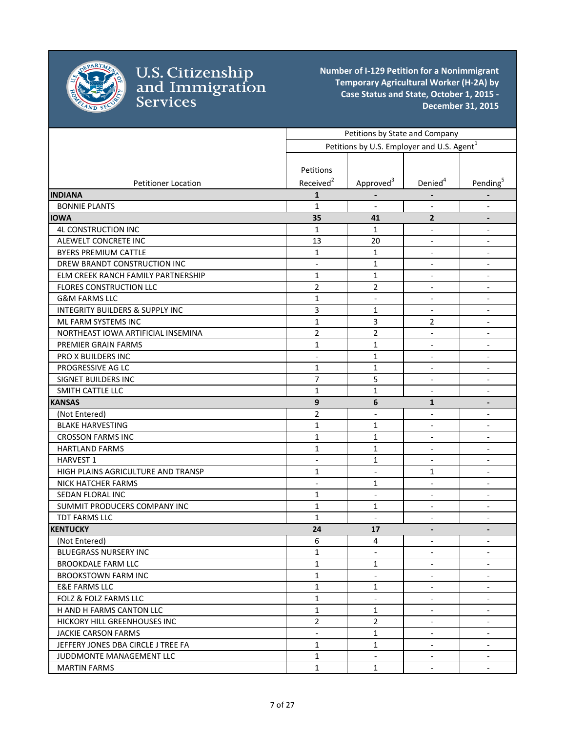**U.S. Citizenship and Immigration Services**

**Number of I-129 Petition for a Nonimmigrant Temporary Agricultural Worker (H-2A) by Case Status and State, October 1, 2015 - December 31, 2015**

| Petitioner Location | Petitions by State and Company | | | |
|---|---|---|---|---|
| | Petitions by U.S. Employer and U.S. Agent[1] | | | |
| | Petitions Received[2] | Approved[3] | Denied[4] | Pending[5] |
| **INDIANA** | **1** | **-** | **-** | **-** |
| BONNIE PLANTS | 1 | - | - | - |
| **IOWA** | **35** | **41** | **2** | **-** |
| 4L CONSTRUCTION INC | 1 | 1 | - | - |
| ALEWELT CONCRETE INC | 13 | 20 | - | - |
| BYERS PREMIUM CATTLE | 1 | 1 | - | - |
| DREW BRANDT CONSTRUCTION INC | - | 1 | - | - |
| ELM CREEK RANCH FAMILY PARTNERSHIP | 1 | 1 | - | - |
| FLORES CONSTRUCTION LLC | 2 | 2 | - | - |
| G&M FARMS LLC | 1 | - | - | - |
| INTEGRITY BUILDERS & SUPPLY INC | 3 | 1 | - | - |
| ML FARM SYSTEMS INC | 1 | 3 | 2 | - |
| NORTHEAST IOWA ARTIFICIAL INSEMINA | 2 | 2 | - | - |
| PREMIER GRAIN FARMS | 1 | 1 | - | - |
| PRO X BUILDERS INC | - | 1 | - | - |
| PROGRESSIVE AG LC | 1 | 1 | - | - |
| SIGNET BUILDERS INC | 7 | 5 | - | - |
| SMITH CATTLE LLC | 1 | 1 | - | - |
| **KANSAS** | **9** | **6** | **1** | **-** |
| (Not Entered) | 2 | - | - | - |
| BLAKE HARVESTING | 1 | 1 | - | - |
| CROSSON FARMS INC | 1 | 1 | - | - |
| HARTLAND FARMS | 1 | 1 | - | - |
| HARVEST 1 | - | 1 | - | - |
| HIGH PLAINS AGRICULTURE AND TRANSP | 1 | - | 1 | - |
| NICK HATCHER FARMS | - | 1 | - | - |
| SEDAN FLORAL INC | 1 | - | - | - |
| SUMMIT PRODUCERS COMPANY INC | 1 | 1 | - | - |
| TDT FARMS LLC | 1 | - | - | - |
| **KENTUCKY** | **24** | **17** | **-** | **-** |
| (Not Entered) | 6 | 4 | - | - |
| BLUEGRASS NURSERY INC | 1 | - | - | - |
| BROOKDALE FARM LLC | 1 | 1 | - | - |
| BROOKSTOWN FARM INC | 1 | - | - | - |
| E&E FARMS LLC | 1 | 1 | - | - |
| FOLZ & FOLZ FARMS LLC | 1 | - | - | - |
| H AND H FARMS CANTON LLC | 1 | 1 | - | - |
| HICKORY HILL GREENHOUSES INC | 2 | 2 | - | - |
| JACKIE CARSON FARMS | - | 1 | - | - |
| JEFFERY JONES DBA CIRCLE J TREE FA | 1 | 1 | - | - |
| JUDDMONTE MANAGEMENT LLC | 1 | - | - | - |
| MARTIN FARMS | 1 | 1 | - | - |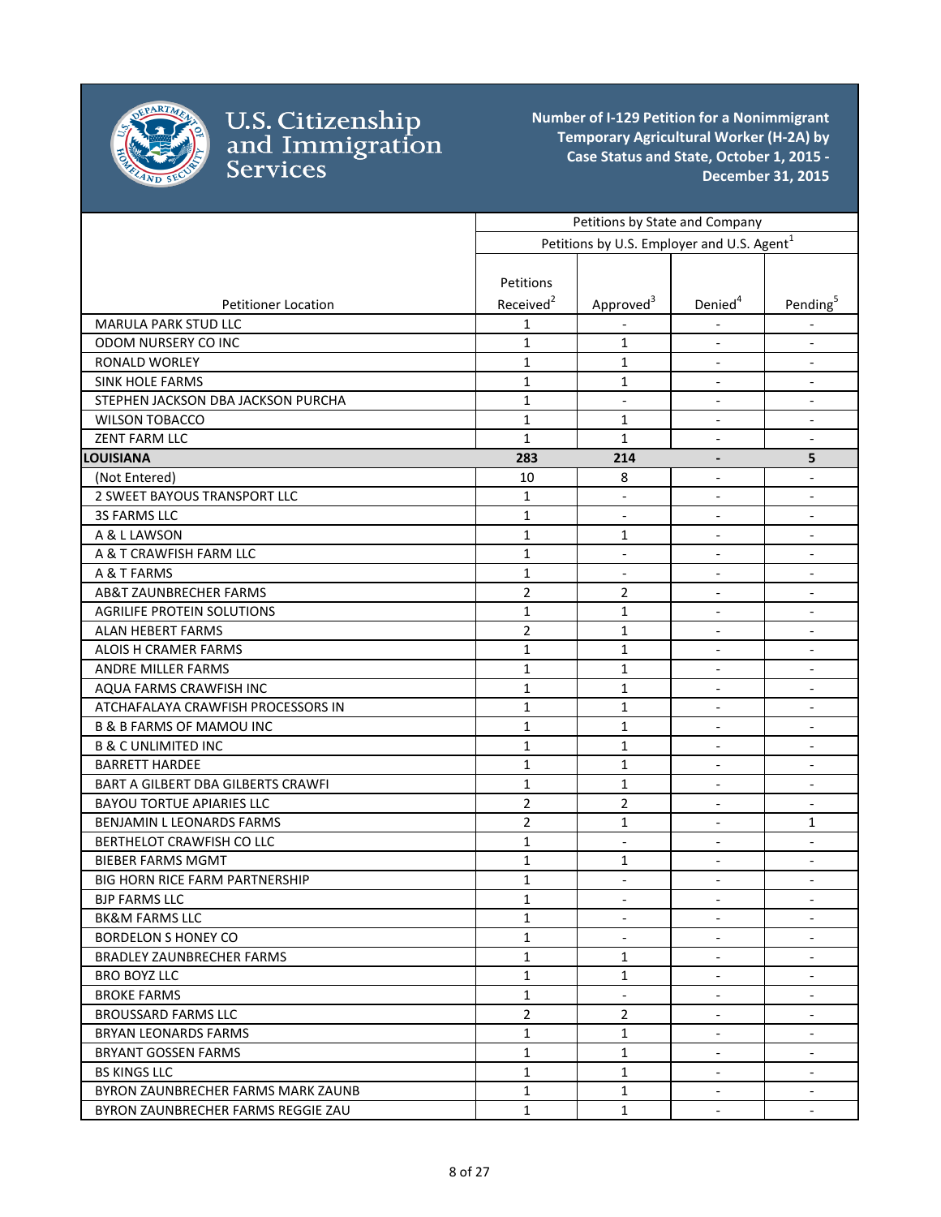U.S. Citizenship and Immigration Services

# Number of I-129 Petition for a Nonimmigrant Temporary Agricultural Worker (H-2A) by Case Status and State, October 1, 2015 - December 31, 2015

| | Petitions by State and Company | | | |
|---|---|---|---|---|
| | Petitions by U.S. Employer and U.S. Agent[1] | | | |
| Petitioner Location | Petitions Received[2] | Approved[3] | Denied[4] | Pending[5] |
| MARULA PARK STUD LLC | 1 | - | - | - |
| ODOM NURSERY CO INC | 1 | 1 | - | - |
| RONALD WORLEY | 1 | 1 | - | - |
| SINK HOLE FARMS | 1 | 1 | - | - |
| STEPHEN JACKSON DBA JACKSON PURCHA | 1 | - | - | - |
| WILSON TOBACCO | 1 | 1 | - | - |
| ZENT FARM LLC | 1 | 1 | - | - |
| **LOUISIANA** | **283** | **214** | **-** | **5** |
| (Not Entered) | 10 | 8 | - | - |
| 2 SWEET BAYOUS TRANSPORT LLC | 1 | - | - | - |
| 3S FARMS LLC | 1 | - | - | - |
| A & L LAWSON | 1 | 1 | - | - |
| A & T CRAWFISH FARM LLC | 1 | - | - | - |
| A & T FARMS | 1 | - | - | - |
| AB&T ZAUNBRECHER FARMS | 2 | 2 | - | - |
| AGRILIFE PROTEIN SOLUTIONS | 1 | 1 | - | - |
| ALAN HEBERT FARMS | 2 | 1 | - | - |
| ALOIS H CRAMER FARMS | 1 | 1 | - | - |
| ANDRE MILLER FARMS | 1 | 1 | - | - |
| AQUA FARMS CRAWFISH INC | 1 | 1 | - | - |
| ATCHAFALAYA CRAWFISH PROCESSORS IN | 1 | 1 | - | - |
| B & B FARMS OF MAMOU INC | 1 | 1 | - | - |
| B & C UNLIMITED INC | 1 | 1 | - | - |
| BARRETT HARDEE | 1 | 1 | - | - |
| BART A GILBERT DBA GILBERTS CRAWFI | 1 | 1 | - | - |
| BAYOU TORTUE APIARIES LLC | 2 | 2 | - | - |
| BENJAMIN L LEONARDS FARMS | 2 | 1 | - | 1 |
| BERTHELOT CRAWFISH CO LLC | 1 | - | - | - |
| BIEBER FARMS MGMT | 1 | 1 | - | - |
| BIG HORN RICE FARM PARTNERSHIP | 1 | - | - | - |
| BJP FARMS LLC | 1 | - | - | - |
| BK&M FARMS LLC | 1 | - | - | - |
| BORDELON S HONEY CO | 1 | - | - | - |
| BRADLEY ZAUNBRECHER FARMS | 1 | 1 | - | - |
| BRO BOYZ LLC | 1 | 1 | - | - |
| BROKE FARMS | 1 | - | - | - |
| BROUSSARD FARMS LLC | 2 | 2 | - | - |
| BRYAN LEONARDS FARMS | 1 | 1 | - | - |
| BRYANT GOSSEN FARMS | 1 | 1 | - | - |
| BS KINGS LLC | 1 | 1 | - | - |
| BYRON ZAUNBRECHER FARMS MARK ZAUNB | 1 | 1 | - | - |
| BYRON ZAUNBRECHER FARMS REGGIE ZAU | 1 | 1 | - | - |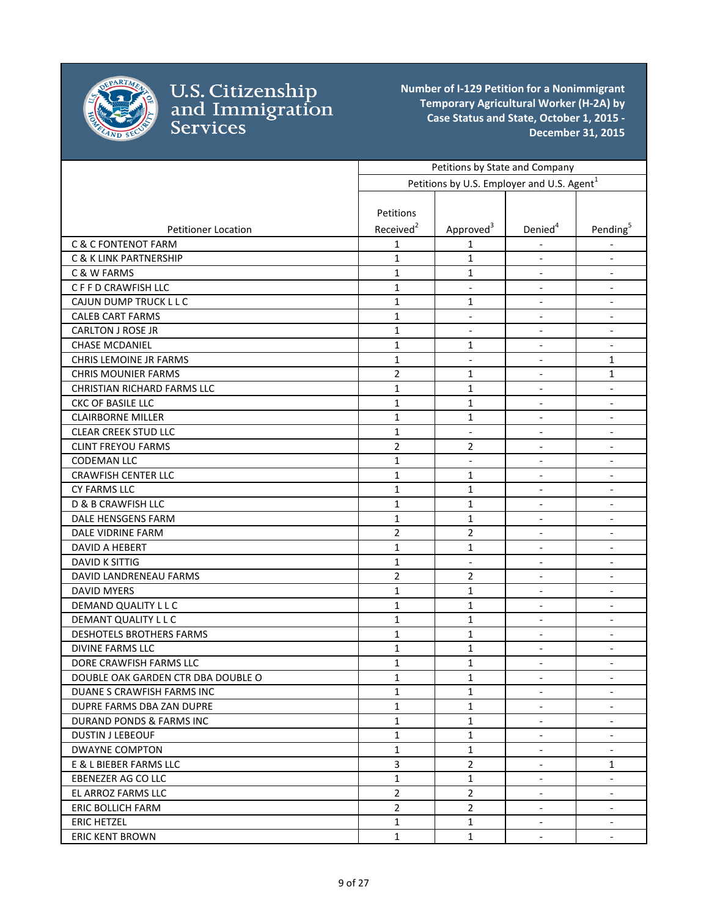# Number of I-129 Petition for a Nonimmigrant Temporary Agricultural Worker (H-2A) by Case Status and State, October 1, 2015 - December 31, 2015

U.S. Citizenship and Immigration Services

| | Petitions by State and Company | | | |
|---|---|---|---|---|
| | Petitions by U.S. Employer and U.S. Agent[1] | | | |
| Petitioner Location | Petitions Received[2] | Approved[3] | Denied[4] | Pending[5] |
| C & C FONTENOT FARM | 1 | 1 | - | - |
| C & K LINK PARTNERSHIP | 1 | 1 | - | - |
| C & W FARMS | 1 | 1 | - | - |
| C F F D CRAWFISH LLC | 1 | - | - | - |
| CAJUN DUMP TRUCK L L C | 1 | 1 | - | - |
| CALEB CART FARMS | 1 | - | - | - |
| CARLTON J ROSE JR | 1 | - | - | - |
| CHASE MCDANIEL | 1 | 1 | - | - |
| CHRIS LEMOINE JR FARMS | 1 | - | - | 1 |
| CHRIS MOUNIER FARMS | 2 | 1 | - | 1 |
| CHRISTIAN RICHARD FARMS LLC | 1 | 1 | - | - |
| CKC OF BASILE LLC | 1 | 1 | - | - |
| CLAIRBORNE MILLER | 1 | 1 | - | - |
| CLEAR CREEK STUD LLC | 1 | - | - | - |
| CLINT FREYOU FARMS | 2 | 2 | - | - |
| CODEMAN LLC | 1 | - | - | - |
| CRAWFISH CENTER LLC | 1 | 1 | - | - |
| CY FARMS LLC | 1 | 1 | - | - |
| D & B CRAWFISH LLC | 1 | 1 | - | - |
| DALE HENSGENS FARM | 1 | 1 | - | - |
| DALE VIDRINE FARM | 2 | 2 | - | - |
| DAVID A HEBERT | 1 | 1 | - | - |
| DAVID K SITTIG | 1 | - | - | - |
| DAVID LANDRENEAU FARMS | 2 | 2 | - | - |
| DAVID MYERS | 1 | 1 | - | - |
| DEMAND QUALITY L L C | 1 | 1 | - | - |
| DEMANT QUALITY L L C | 1 | 1 | - | - |
| DESHOTELS BROTHERS FARMS | 1 | 1 | - | - |
| DIVINE FARMS LLC | 1 | 1 | - | - |
| DORE CRAWFISH FARMS LLC | 1 | 1 | - | - |
| DOUBLE OAK GARDEN CTR DBA DOUBLE O | 1 | 1 | - | - |
| DUANE S CRAWFISH FARMS INC | 1 | 1 | - | - |
| DUPRE FARMS DBA ZAN DUPRE | 1 | 1 | - | - |
| DURAND PONDS & FARMS INC | 1 | 1 | - | - |
| DUSTIN J LEBEOUF | 1 | 1 | - | - |
| DWAYNE COMPTON | 1 | 1 | - | - |
| E & L BIEBER FARMS LLC | 3 | 2 | - | 1 |
| EBENEZER AG CO LLC | 1 | 1 | - | - |
| EL ARROZ FARMS LLC | 2 | 2 | - | - |
| ERIC BOLLICH FARM | 2 | 2 | - | - |
| ERIC HETZEL | 1 | 1 | - | - |
| ERIC KENT BROWN | 1 | 1 | - | - |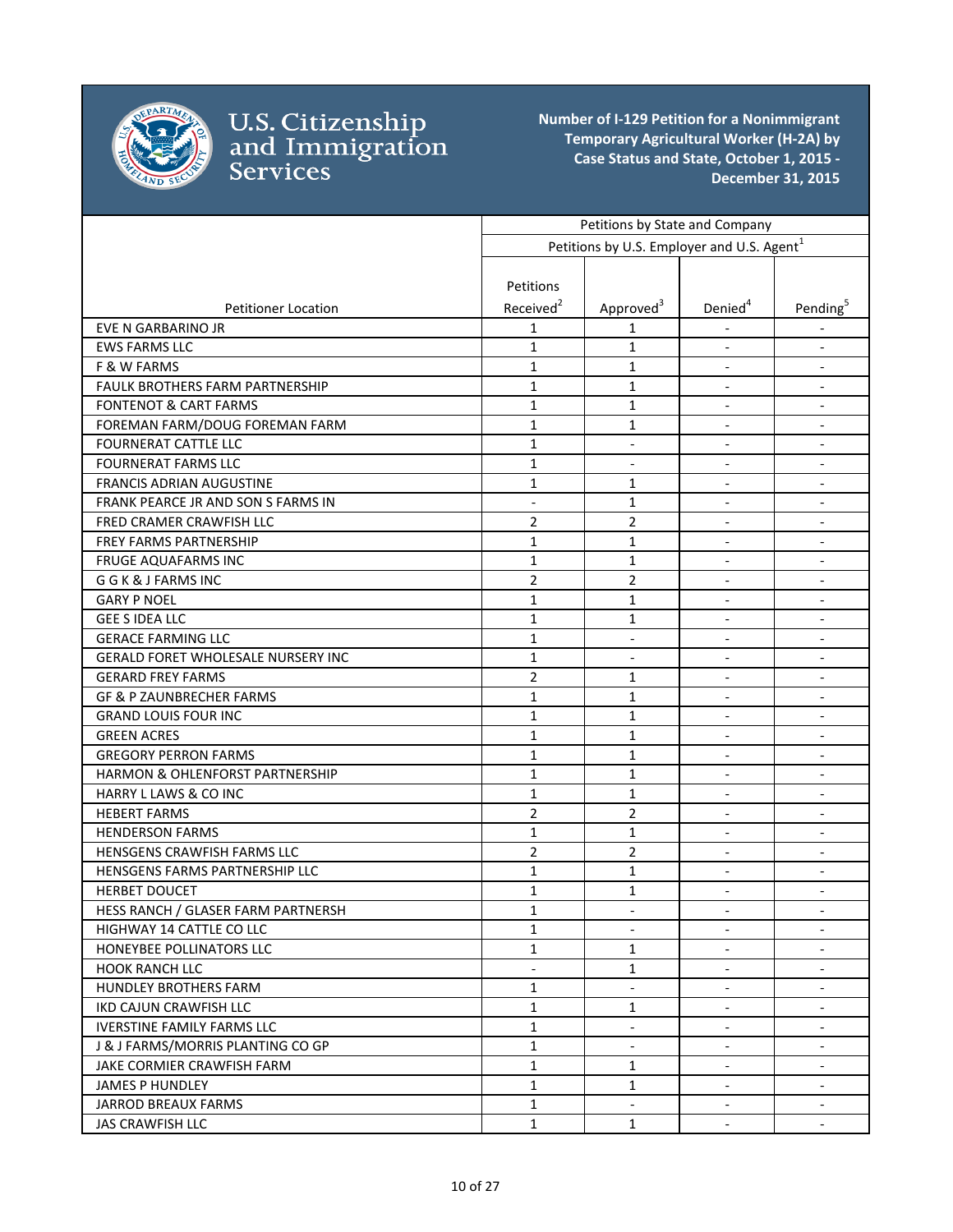# U.S. Citizenship and Immigration Services

**Number of I-129 Petition for a Nonimmigrant Temporary Agricultural Worker (H-2A) by Case Status and State, October 1, 2015 - December 31, 2015**

| | Petitions by State and Company | | | |
|---|---|---|---|---|
| | Petitions by U.S. Employer and U.S. Agent[1] | | | |
| Petitioner Location | Petitions Received[2] | Approved[3] | Denied[4] | Pending[5] |
| EVE N GARBARINO JR | 1 | 1 | - | - |
| EWS FARMS LLC | 1 | 1 | - | - |
| F & W FARMS | 1 | 1 | - | - |
| FAULK BROTHERS FARM PARTNERSHIP | 1 | 1 | - | - |
| FONTENOT & CART FARMS | 1 | 1 | - | - |
| FOREMAN FARM/DOUG FOREMAN FARM | 1 | 1 | - | - |
| FOURNERAT CATTLE LLC | 1 | - | - | - |
| FOURNERAT FARMS LLC | 1 | - | - | - |
| FRANCIS ADRIAN AUGUSTINE | 1 | 1 | - | - |
| FRANK PEARCE JR AND SON S FARMS IN | - | 1 | - | - |
| FRED CRAMER CRAWFISH LLC | 2 | 2 | - | - |
| FREY FARMS PARTNERSHIP | 1 | 1 | - | - |
| FRUGE AQUAFARMS INC | 1 | 1 | - | - |
| G G K & J FARMS INC | 2 | 2 | - | - |
| GARY P NOEL | 1 | 1 | - | - |
| GEE S IDEA LLC | 1 | 1 | - | - |
| GERACE FARMING LLC | 1 | - | - | - |
| GERALD FORET WHOLESALE NURSERY INC | 1 | - | - | - |
| GERARD FREY FARMS | 2 | 1 | - | - |
| GF & P ZAUNBRECHER FARMS | 1 | 1 | - | - |
| GRAND LOUIS FOUR INC | 1 | 1 | - | - |
| GREEN ACRES | 1 | 1 | - | - |
| GREGORY PERRON FARMS | 1 | 1 | - | - |
| HARMON & OHLENFORST PARTNERSHIP | 1 | 1 | - | - |
| HARRY L LAWS & CO INC | 1 | 1 | - | - |
| HEBERT FARMS | 2 | 2 | - | - |
| HENDERSON FARMS | 1 | 1 | - | - |
| HENSGENS CRAWFISH FARMS LLC | 2 | 2 | - | - |
| HENSGENS FARMS PARTNERSHIP LLC | 1 | 1 | - | - |
| HERBET DOUCET | 1 | 1 | - | - |
| HESS RANCH / GLASER FARM PARTNERSH | 1 | - | - | - |
| HIGHWAY 14 CATTLE CO LLC | 1 | - | - | - |
| HONEYBEE POLLINATORS LLC | 1 | 1 | - | - |
| HOOK RANCH LLC | - | 1 | - | - |
| HUNDLEY BROTHERS FARM | 1 | - | - | - |
| IKD CAJUN CRAWFISH LLC | 1 | 1 | - | - |
| IVERSTINE FAMILY FARMS LLC | 1 | - | - | - |
| J & J FARMS/MORRIS PLANTING CO GP | 1 | - | - | - |
| JAKE CORMIER CRAWFISH FARM | 1 | 1 | - | - |
| JAMES P HUNDLEY | 1 | 1 | - | - |
| JARROD BREAUX FARMS | 1 | - | - | - |
| JAS CRAWFISH LLC | 1 | 1 | - | - |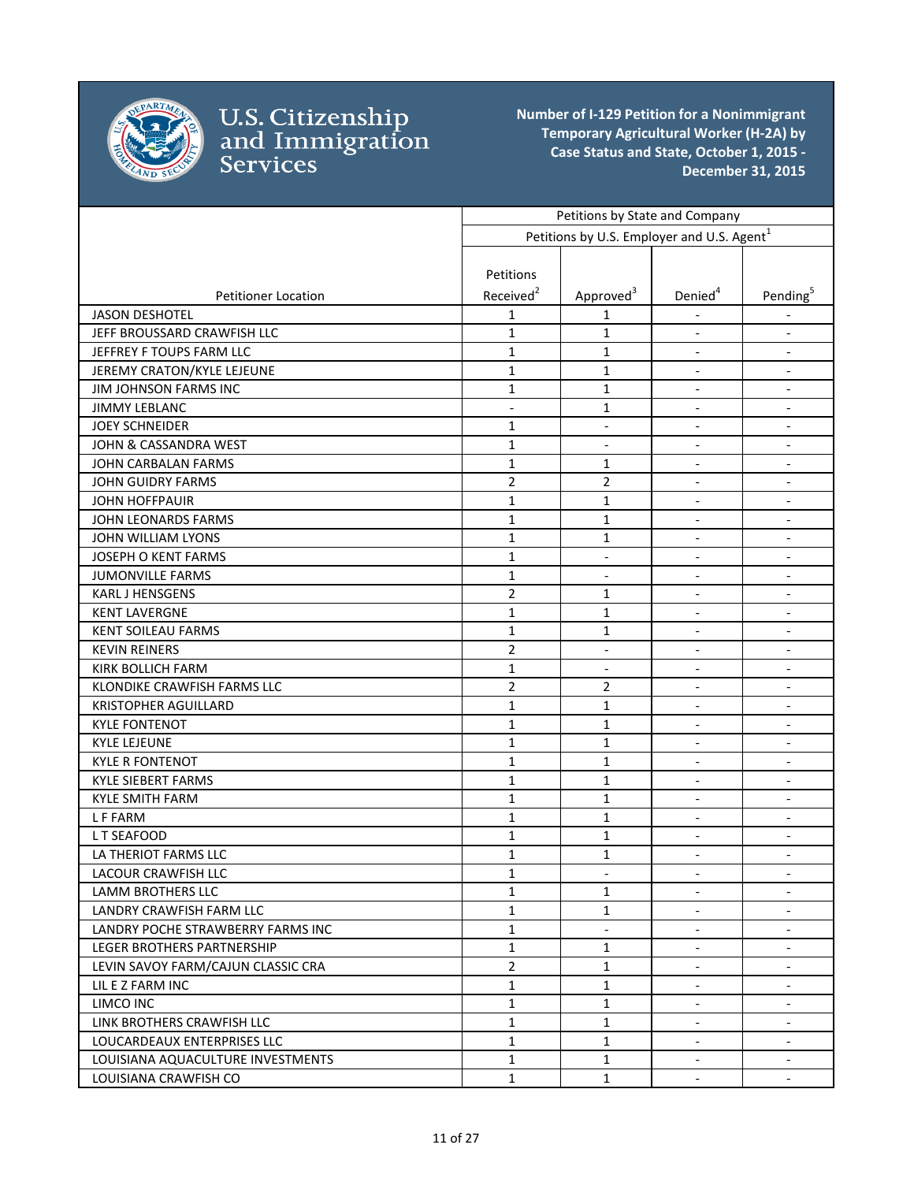**Number of I-129 Petition for a Nonimmigrant Temporary Agricultural Worker (H-2A) by Case Status and State, October 1, 2015 - December 31, 2015**

| Petitioner Location | Petitions by State and Company | | | |
|---|---|---|---|---|
| | Petitions by U.S. Employer and U.S. Agent[1] | | | |
| | Petitions Received[2] | Approved[3] | Denied[4] | Pending[5] |
| JASON DESHOTEL | 1 | 1 | - | - |
| JEFF BROUSSARD CRAWFISH LLC | 1 | 1 | - | - |
| JEFFREY F TOUPS FARM LLC | 1 | 1 | - | - |
| JEREMY CRATON/KYLE LEJEUNE | 1 | 1 | - | - |
| JIM JOHNSON FARMS INC | 1 | 1 | - | - |
| JIMMY LEBLANC | - | 1 | - | - |
| JOEY SCHNEIDER | 1 | - | - | - |
| JOHN & CASSANDRA WEST | 1 | - | - | - |
| JOHN CARBALAN FARMS | 1 | 1 | - | - |
| JOHN GUIDRY FARMS | 2 | 2 | - | - |
| JOHN HOFFPAUIR | 1 | 1 | - | - |
| JOHN LEONARDS FARMS | 1 | 1 | - | - |
| JOHN WILLIAM LYONS | 1 | 1 | - | - |
| JOSEPH O KENT FARMS | 1 | - | - | - |
| JUMONVILLE FARMS | 1 | - | - | - |
| KARL J HENSGENS | 2 | 1 | - | - |
| KENT LAVERGNE | 1 | 1 | - | - |
| KENT SOILEAU FARMS | 1 | 1 | - | - |
| KEVIN REINERS | 2 | - | - | - |
| KIRK BOLLICH FARM | 1 | - | - | - |
| KLONDIKE CRAWFISH FARMS LLC | 2 | 2 | - | - |
| KRISTOPHER AGUILLARD | 1 | 1 | - | - |
| KYLE FONTENOT | 1 | 1 | - | - |
| KYLE LEJEUNE | 1 | 1 | - | - |
| KYLE R FONTENOT | 1 | 1 | - | - |
| KYLE SIEBERT FARMS | 1 | 1 | - | - |
| KYLE SMITH FARM | 1 | 1 | - | - |
| L F FARM | 1 | 1 | - | - |
| L T SEAFOOD | 1 | 1 | - | - |
| LA THERIOT FARMS LLC | 1 | 1 | - | - |
| LACOUR CRAWFISH LLC | 1 | - | - | - |
| LAMM BROTHERS LLC | 1 | 1 | - | - |
| LANDRY CRAWFISH FARM LLC | 1 | 1 | - | - |
| LANDRY POCHE STRAWBERRY FARMS INC | 1 | - | - | - |
| LEGER BROTHERS PARTNERSHIP | 1 | 1 | - | - |
| LEVIN SAVOY FARM/CAJUN CLASSIC CRA | 2 | 1 | - | - |
| LIL E Z FARM INC | 1 | 1 | - | - |
| LIMCO INC | 1 | 1 | - | - |
| LINK BROTHERS CRAWFISH LLC | 1 | 1 | - | - |
| LOUCARDEAUX ENTERPRISES LLC | 1 | 1 | - | - |
| LOUISIANA AQUACULTURE INVESTMENTS | 1 | 1 | - | - |
| LOUISIANA CRAWFISH CO | 1 | 1 | - | - |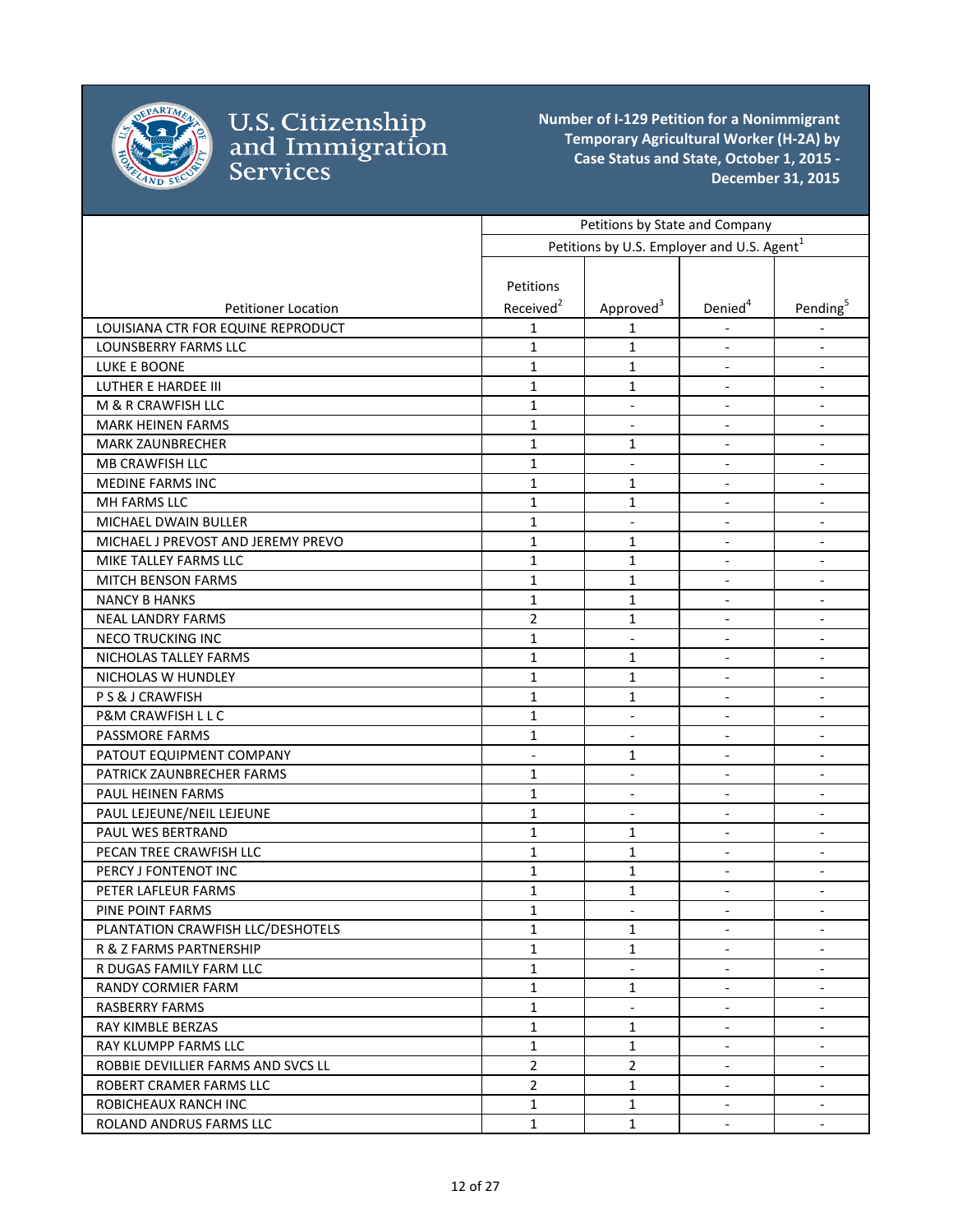# U.S. Citizenship and Immigration Services

**Number of I-129 Petition for a Nonimmigrant Temporary Agricultural Worker (H-2A) by Case Status and State, October 1, 2015 - December 31, 2015**

| | Petitions by State and Company | | | |
|---|---|---|---|---|
| | Petitions by U.S. Employer and U.S. Agent[1] | | | |
| Petitioner Location | Petitions Received[2] | Approved[3] | Denied[4] | Pending[5] |
| LOUISIANA CTR FOR EQUINE REPRODUCT | 1 | 1 | - | - |
| LOUNSBERRY FARMS LLC | 1 | 1 | - | - |
| LUKE E BOONE | 1 | 1 | - | - |
| LUTHER E HARDEE III | 1 | 1 | - | - |
| M & R CRAWFISH LLC | 1 | - | - | - |
| MARK HEINEN FARMS | 1 | - | - | - |
| MARK ZAUNBRECHER | 1 | 1 | - | - |
| MB CRAWFISH LLC | 1 | - | - | - |
| MEDINE FARMS INC | 1 | 1 | - | - |
| MH FARMS LLC | 1 | 1 | - | - |
| MICHAEL DWAIN BULLER | 1 | - | - | - |
| MICHAEL J PREVOST AND JEREMY PREVO | 1 | 1 | - | - |
| MIKE TALLEY FARMS LLC | 1 | 1 | - | - |
| MITCH BENSON FARMS | 1 | 1 | - | - |
| NANCY B HANKS | 1 | 1 | - | - |
| NEAL LANDRY FARMS | 2 | 1 | - | - |
| NECO TRUCKING INC | 1 | - | - | - |
| NICHOLAS TALLEY FARMS | 1 | 1 | - | - |
| NICHOLAS W HUNDLEY | 1 | 1 | - | - |
| P S & J CRAWFISH | 1 | 1 | - | - |
| P&M CRAWFISH L L C | 1 | - | - | - |
| PASSMORE FARMS | 1 | - | - | - |
| PATOUT EQUIPMENT COMPANY | - | 1 | - | - |
| PATRICK ZAUNBRECHER FARMS | 1 | - | - | - |
| PAUL HEINEN FARMS | 1 | - | - | - |
| PAUL LEJEUNE/NEIL LEJEUNE | 1 | - | - | - |
| PAUL WES BERTRAND | 1 | 1 | - | - |
| PECAN TREE CRAWFISH LLC | 1 | 1 | - | - |
| PERCY J FONTENOT INC | 1 | 1 | - | - |
| PETER LAFLEUR FARMS | 1 | 1 | - | - |
| PINE POINT FARMS | 1 | - | - | - |
| PLANTATION CRAWFISH LLC/DESHOTELS | 1 | 1 | - | - |
| R & Z FARMS PARTNERSHIP | 1 | 1 | - | - |
| R DUGAS FAMILY FARM LLC | 1 | - | - | - |
| RANDY CORMIER FARM | 1 | 1 | - | - |
| RASBERRY FARMS | 1 | - | - | - |
| RAY KIMBLE BERZAS | 1 | 1 | - | - |
| RAY KLUMPP FARMS LLC | 1 | 1 | - | - |
| ROBBIE DEVILLIER FARMS AND SVCS LL | 2 | 2 | - | - |
| ROBERT CRAMER FARMS LLC | 2 | 1 | - | - |
| ROBICHEAUX RANCH INC | 1 | 1 | - | - |
| ROLAND ANDRUS FARMS LLC | 1 | 1 | - | - |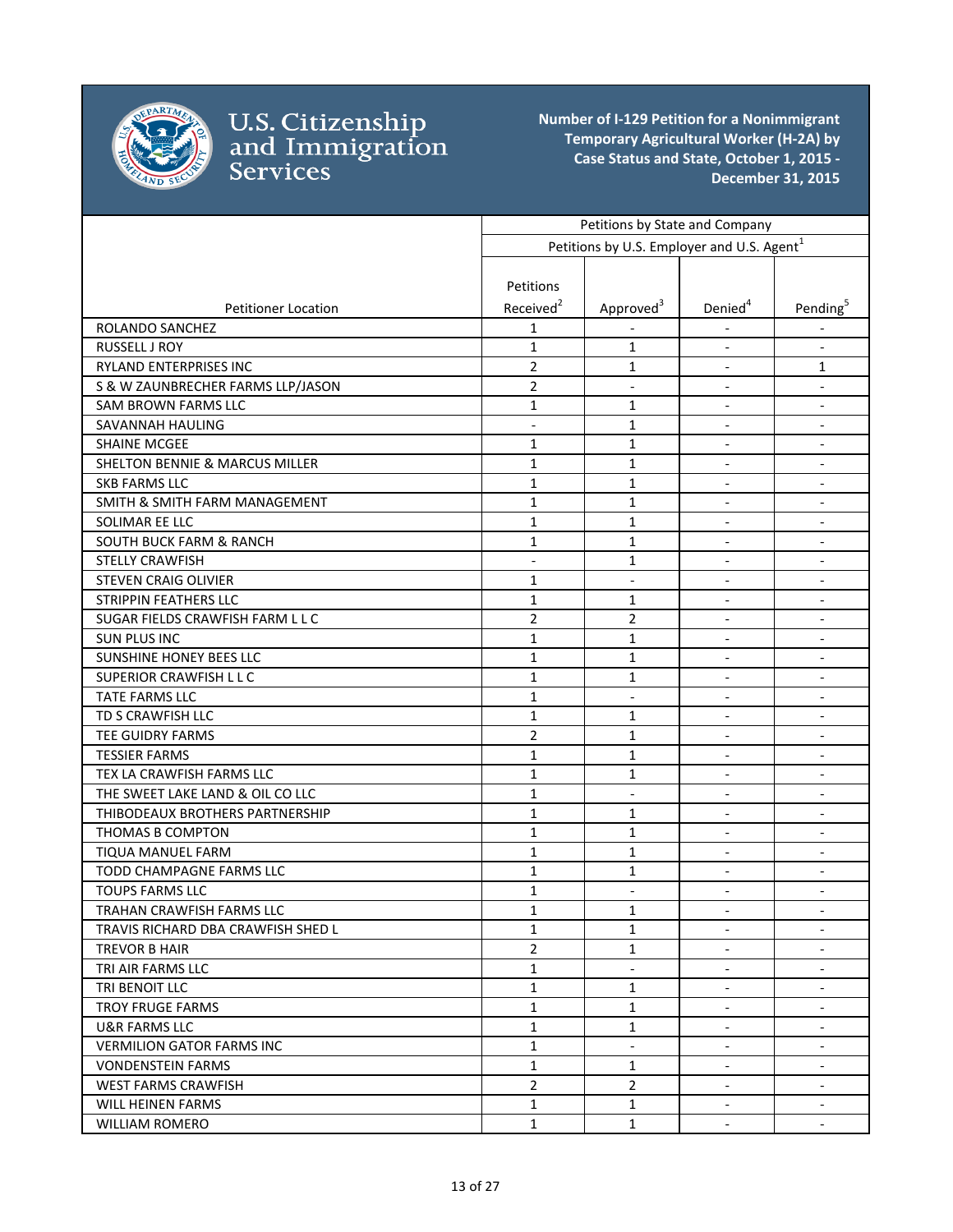**Number of I-129 Petition for a Nonimmigrant Temporary Agricultural Worker (H-2A) by Case Status and State, October 1, 2015 - December 31, 2015**

| Petitioner Location | Petitions by State and Company | | | |
|---|---|---|---|---|
| | Petitions by U.S. Employer and U.S. Agent[1] | | | |
| | Petitions Received[2] | Approved[3] | Denied[4] | Pending[5] |
| ROLANDO SANCHEZ | 1 | - | - | - |
| RUSSELL J ROY | 1 | 1 | - | - |
| RYLAND ENTERPRISES INC | 2 | 1 | - | 1 |
| S & W ZAUNBRECHER FARMS LLP/JASON | 2 | - | - | - |
| SAM BROWN FARMS LLC | 1 | 1 | - | - |
| SAVANNAH HAULING | - | 1 | - | - |
| SHAINE MCGEE | 1 | 1 | - | - |
| SHELTON BENNIE & MARCUS MILLER | 1 | 1 | - | - |
| SKB FARMS LLC | 1 | 1 | - | - |
| SMITH & SMITH FARM MANAGEMENT | 1 | 1 | - | - |
| SOLIMAR EE LLC | 1 | 1 | - | - |
| SOUTH BUCK FARM & RANCH | 1 | 1 | - | - |
| STELLY CRAWFISH | - | 1 | - | - |
| STEVEN CRAIG OLIVIER | 1 | - | - | - |
| STRIPPIN FEATHERS LLC | 1 | 1 | - | - |
| SUGAR FIELDS CRAWFISH FARM L L C | 2 | 2 | - | - |
| SUN PLUS INC | 1 | 1 | - | - |
| SUNSHINE HONEY BEES LLC | 1 | 1 | - | - |
| SUPERIOR CRAWFISH L L C | 1 | 1 | - | - |
| TATE FARMS LLC | 1 | - | - | - |
| TD S CRAWFISH LLC | 1 | 1 | - | - |
| TEE GUIDRY FARMS | 2 | 1 | - | - |
| TESSIER FARMS | 1 | 1 | - | - |
| TEX LA CRAWFISH FARMS LLC | 1 | 1 | - | - |
| THE SWEET LAKE LAND & OIL CO LLC | 1 | - | - | - |
| THIBODEAUX BROTHERS PARTNERSHIP | 1 | 1 | - | - |
| THOMAS B COMPTON | 1 | 1 | - | - |
| TIQUA MANUEL FARM | 1 | 1 | - | - |
| TODD CHAMPAGNE FARMS LLC | 1 | 1 | - | - |
| TOUPS FARMS LLC | 1 | - | - | - |
| TRAHAN CRAWFISH FARMS LLC | 1 | 1 | - | - |
| TRAVIS RICHARD DBA CRAWFISH SHED L | 1 | 1 | - | - |
| TREVOR B HAIR | 2 | 1 | - | - |
| TRI AIR FARMS LLC | 1 | - | - | - |
| TRI BENOIT LLC | 1 | 1 | - | - |
| TROY FRUGE FARMS | 1 | 1 | - | - |
| U&R FARMS LLC | 1 | 1 | - | - |
| VERMILION GATOR FARMS INC | 1 | - | - | - |
| VONDENSTEIN FARMS | 1 | 1 | - | - |
| WEST FARMS CRAWFISH | 2 | 2 | - | - |
| WILL HEINEN FARMS | 1 | 1 | - | - |
| WILLIAM ROMERO | 1 | 1 | - | - |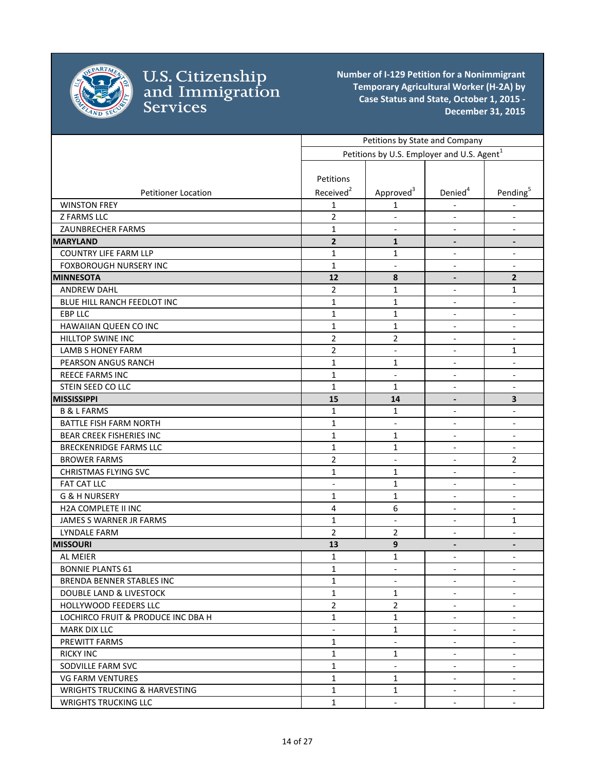## Number of I-129 Petition for a Nonimmigrant Temporary Agricultural Worker (H-2A) by Case Status and State, October 1, 2015 - December 31, 2015

| Petitioner Location | Petitions by State and Company | | | |
|---|---|---|---|---|
| | Petitions by U.S. Employer and U.S. Agent[1] | | | |
| | Petitions Received[2] | Approved[3] | Denied[4] | Pending[5] |
| WINSTON FREY | 1 | 1 | - | - |
| Z FARMS LLC | 2 | - | - | - |
| ZAUNBRECHER FARMS | 1 | - | - | - |
| **MARYLAND** | **2** | **1** | **-** | **-** |
| COUNTRY LIFE FARM LLP | 1 | 1 | - | - |
| FOXBOROUGH NURSERY INC | 1 | - | - | - |
| **MINNESOTA** | **12** | **8** | **-** | **2** |
| ANDREW DAHL | 2 | 1 | - | 1 |
| BLUE HILL RANCH FEEDLOT INC | 1 | 1 | - | - |
| EBP LLC | 1 | 1 | - | - |
| HAWAIIAN QUEEN CO INC | 1 | 1 | - | - |
| HILLTOP SWINE INC | 2 | 2 | - | - |
| LAMB S HONEY FARM | 2 | - | - | 1 |
| PEARSON ANGUS RANCH | 1 | 1 | - | - |
| REECE FARMS INC | 1 | - | - | - |
| STEIN SEED CO LLC | 1 | 1 | - | - |
| **MISSISSIPPI** | **15** | **14** | **-** | **3** |
| B & L FARMS | 1 | 1 | - | - |
| BATTLE FISH FARM NORTH | 1 | - | - | - |
| BEAR CREEK FISHERIES INC | 1 | 1 | - | - |
| BRECKENRIDGE FARMS LLC | 1 | 1 | - | - |
| BROWER FARMS | 2 | - | - | 2 |
| CHRISTMAS FLYING SVC | 1 | 1 | - | - |
| FAT CAT LLC | - | 1 | - | - |
| G & H NURSERY | 1 | 1 | - | - |
| H2A COMPLETE II INC | 4 | 6 | - | - |
| JAMES S WARNER JR FARMS | 1 | - | - | 1 |
| LYNDALE FARM | 2 | 2 | - | - |
| **MISSOURI** | **13** | **9** | **-** | **-** |
| AL MEIER | 1 | 1 | - | - |
| BONNIE PLANTS 61 | 1 | - | - | - |
| BRENDA BENNER STABLES INC | 1 | - | - | - |
| DOUBLE LAND & LIVESTOCK | 1 | 1 | - | - |
| HOLLYWOOD FEEDERS LLC | 2 | 2 | - | - |
| LOCHIRCO FRUIT & PRODUCE INC DBA H | 1 | 1 | - | - |
| MARK DIX LLC | - | 1 | - | - |
| PREWITT FARMS | 1 | - | - | - |
| RICKY INC | 1 | 1 | - | - |
| SODVILLE FARM SVC | 1 | - | - | - |
| VG FARM VENTURES | 1 | 1 | - | - |
| WRIGHTS TRUCKING & HARVESTING | 1 | 1 | - | - |
| WRIGHTS TRUCKING LLC | 1 | - | - | - |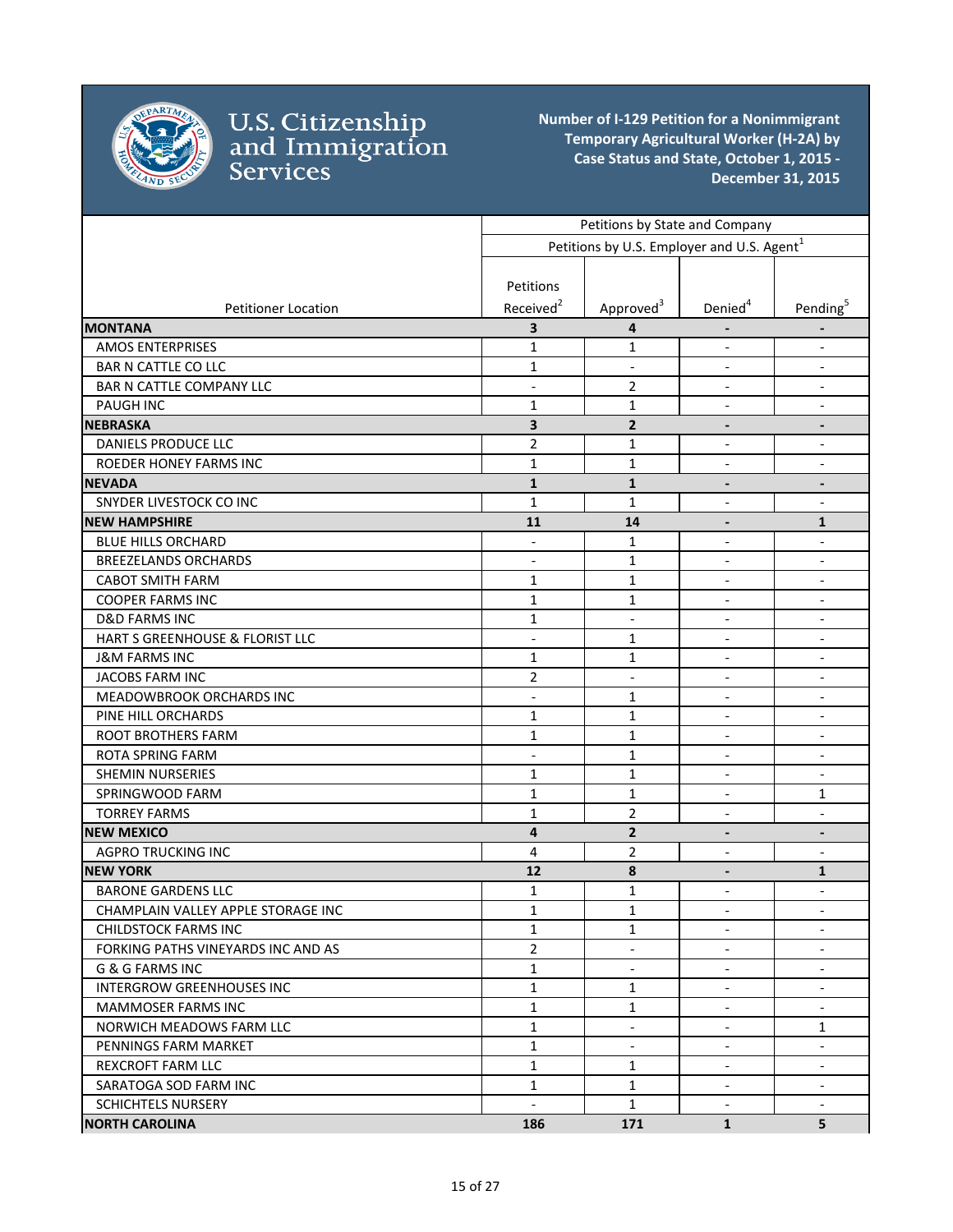U.S. Citizenship and Immigration Services

**Number of I-129 Petition for a Nonimmigrant Temporary Agricultural Worker (H-2A) by Case Status and State, October 1, 2015 - December 31, 2015**

| Petitioner Location | Petitions by State and Company | | | |
|---|---|---|---|---|
| | Petitions by U.S. Employer and U.S. Agent[1] | | | |
| | Petitions Received[2] | Approved[3] | Denied[4] | Pending[5] |
| **MONTANA** | **3** | **4** | **-** | **-** |
| AMOS ENTERPRISES | 1 | 1 | - | - |
| BAR N CATTLE CO LLC | 1 | - | - | - |
| BAR N CATTLE COMPANY LLC | - | 2 | - | - |
| PAUGH INC | 1 | 1 | - | - |
| **NEBRASKA** | **3** | **2** | **-** | **-** |
| DANIELS PRODUCE LLC | 2 | 1 | - | - |
| ROEDER HONEY FARMS INC | 1 | 1 | - | - |
| **NEVADA** | **1** | **1** | **-** | **-** |
| SNYDER LIVESTOCK CO INC | 1 | 1 | - | - |
| **NEW HAMPSHIRE** | **11** | **14** | **-** | **1** |
| BLUE HILLS ORCHARD | - | 1 | - | - |
| BREEZELANDS ORCHARDS | - | 1 | - | - |
| CABOT SMITH FARM | 1 | 1 | - | - |
| COOPER FARMS INC | 1 | 1 | - | - |
| D&D FARMS INC | 1 | - | - | - |
| HART S GREENHOUSE & FLORIST LLC | - | 1 | - | - |
| J&M FARMS INC | 1 | 1 | - | - |
| JACOBS FARM INC | 2 | - | - | - |
| MEADOWBROOK ORCHARDS INC | - | 1 | - | - |
| PINE HILL ORCHARDS | 1 | 1 | - | - |
| ROOT BROTHERS FARM | 1 | 1 | - | - |
| ROTA SPRING FARM | - | 1 | - | - |
| SHEMIN NURSERIES | 1 | 1 | - | - |
| SPRINGWOOD FARM | 1 | 1 | - | 1 |
| TORREY FARMS | 1 | 2 | - | - |
| **NEW MEXICO** | **4** | **2** | **-** | **-** |
| AGPRO TRUCKING INC | 4 | 2 | - | - |
| **NEW YORK** | **12** | **8** | **-** | **1** |
| BARONE GARDENS LLC | 1 | 1 | - | - |
| CHAMPLAIN VALLEY APPLE STORAGE INC | 1 | 1 | - | - |
| CHILDSTOCK FARMS INC | 1 | 1 | - | - |
| FORKING PATHS VINEYARDS INC AND AS | 2 | - | - | - |
| G & G FARMS INC | 1 | - | - | - |
| INTERGROW GREENHOUSES INC | 1 | 1 | - | - |
| MAMMOSER FARMS INC | 1 | 1 | - | - |
| NORWICH MEADOWS FARM LLC | 1 | - | - | 1 |
| PENNINGS FARM MARKET | 1 | - | - | - |
| REXCROFT FARM LLC | 1 | 1 | - | - |
| SARATOGA SOD FARM INC | 1 | 1 | - | - |
| SCHICHTELS NURSERY | - | 1 | - | - |
| **NORTH CAROLINA** | **186** | **171** | **1** | **5** |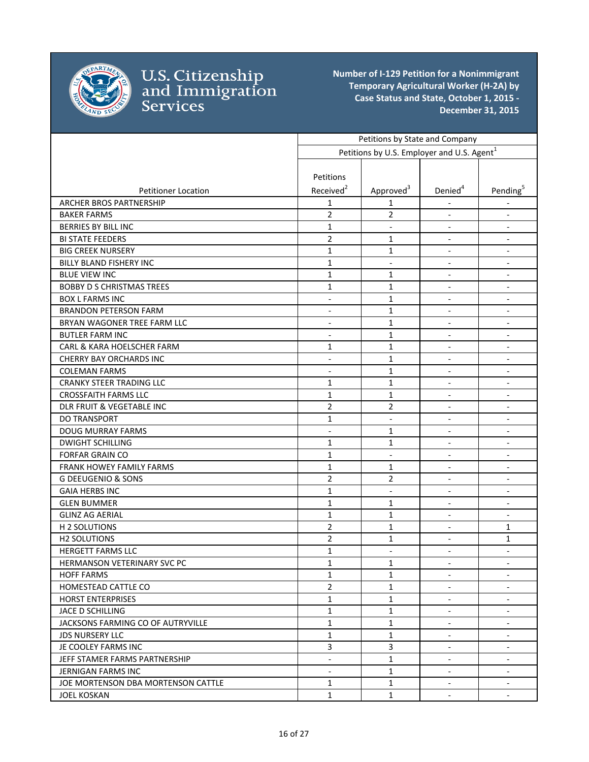**Number of I-129 Petition for a Nonimmigrant Temporary Agricultural Worker (H-2A) by Case Status and State, October 1, 2015 - December 31, 2015**

| Petitioner Location | Petitions by State and Company | | | |
|---|---|---|---|---|
| | Petitions by U.S. Employer and U.S. Agent[1] | | | |
| | Petitions Received[2] | Approved[3] | Denied[4] | Pending[5] |
| ARCHER BROS PARTNERSHIP | 1 | 1 | - | - |
| BAKER FARMS | 2 | 2 | - | - |
| BERRIES BY BILL INC | 1 | - | - | - |
| BI STATE FEEDERS | 2 | 1 | - | - |
| BIG CREEK NURSERY | 1 | 1 | - | - |
| BILLY BLAND FISHERY INC | 1 | - | - | - |
| BLUE VIEW INC | 1 | 1 | - | - |
| BOBBY D S CHRISTMAS TREES | 1 | 1 | - | - |
| BOX L FARMS INC | - | 1 | - | - |
| BRANDON PETERSON FARM | - | 1 | - | - |
| BRYAN WAGONER TREE FARM LLC | - | 1 | - | - |
| BUTLER FARM INC | - | 1 | - | - |
| CARL & KARA HOELSCHER FARM | 1 | 1 | - | - |
| CHERRY BAY ORCHARDS INC | - | 1 | - | - |
| COLEMAN FARMS | - | 1 | - | - |
| CRANKY STEER TRADING LLC | 1 | 1 | - | - |
| CROSSFAITH FARMS LLC | 1 | 1 | - | - |
| DLR FRUIT & VEGETABLE INC | 2 | 2 | - | - |
| DO TRANSPORT | 1 | - | - | - |
| DOUG MURRAY FARMS | - | 1 | - | - |
| DWIGHT SCHILLING | 1 | 1 | - | - |
| FORFAR GRAIN CO | 1 | - | - | - |
| FRANK HOWEY FAMILY FARMS | 1 | 1 | - | - |
| G DEEUGENIO & SONS | 2 | 2 | - | - |
| GAIA HERBS INC | 1 | - | - | - |
| GLEN BUMMER | 1 | 1 | - | - |
| GLINZ AG AERIAL | 1 | 1 | - | - |
| H 2 SOLUTIONS | 2 | 1 | - | 1 |
| H2 SOLUTIONS | 2 | 1 | - | 1 |
| HERGETT FARMS LLC | 1 | - | - | - |
| HERMANSON VETERINARY SVC PC | 1 | 1 | - | - |
| HOFF FARMS | 1 | 1 | - | - |
| HOMESTEAD CATTLE CO | 2 | 1 | - | - |
| HORST ENTERPRISES | 1 | 1 | - | - |
| JACE D SCHILLING | 1 | 1 | - | - |
| JACKSONS FARMING CO OF AUTRYVILLE | 1 | 1 | - | - |
| JDS NURSERY LLC | 1 | 1 | - | - |
| JE COOLEY FARMS INC | 3 | 3 | - | - |
| JEFF STAMER FARMS PARTNERSHIP | - | 1 | - | - |
| JERNIGAN FARMS INC | - | 1 | - | - |
| JOE MORTENSON DBA MORTENSON CATTLE | 1 | 1 | - | - |
| JOEL KOSKAN | 1 | 1 | - | - |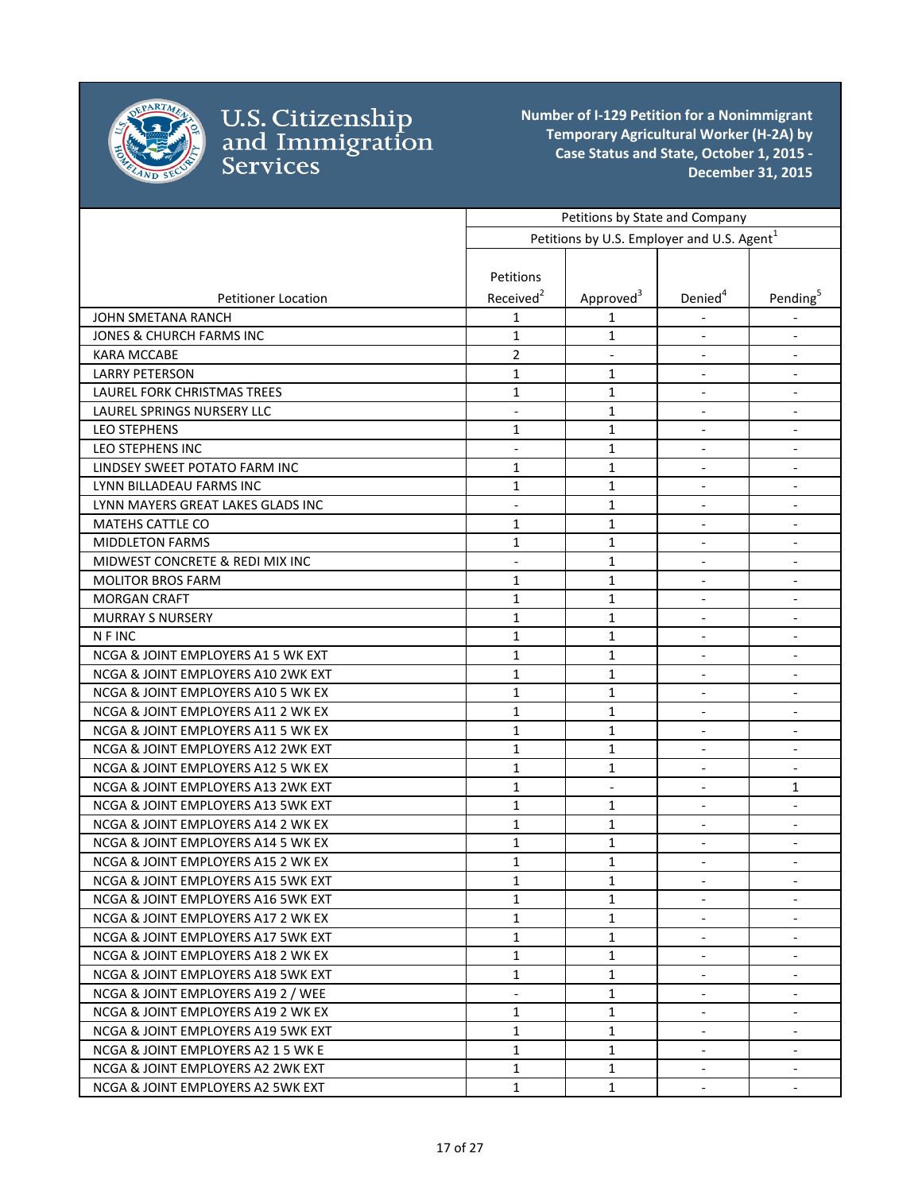**Number of I-129 Petition for a Nonimmigrant Temporary Agricultural Worker (H-2A) by Case Status and State, October 1, 2015 - December 31, 2015**

| Petitioner Location | Petitions by State and Company | | | |
|---|---|---|---|---|
| | Petitions by U.S. Employer and U.S. Agent[1] | | | |
| | Petitions Received[2] | Approved[3] | Denied[4] | Pending[5] |
| JOHN SMETANA RANCH | 1 | 1 | - | - |
| JONES & CHURCH FARMS INC | 1 | 1 | - | - |
| KARA MCCABE | 2 | - | - | - |
| LARRY PETERSON | 1 | 1 | - | - |
| LAUREL FORK CHRISTMAS TREES | 1 | 1 | - | - |
| LAUREL SPRINGS NURSERY LLC | - | 1 | - | - |
| LEO STEPHENS | 1 | 1 | - | - |
| LEO STEPHENS INC | - | 1 | - | - |
| LINDSEY SWEET POTATO FARM INC | 1 | 1 | - | - |
| LYNN BILLADEAU FARMS INC | 1 | 1 | - | - |
| LYNN MAYERS GREAT LAKES GLADS INC | - | 1 | - | - |
| MATEHS CATTLE CO | 1 | 1 | - | - |
| MIDDLETON FARMS | 1 | 1 | - | - |
| MIDWEST CONCRETE & REDI MIX INC | - | 1 | - | - |
| MOLITOR BROS FARM | 1 | 1 | - | - |
| MORGAN CRAFT | 1 | 1 | - | - |
| MURRAY S NURSERY | 1 | 1 | - | - |
| N F INC | 1 | 1 | - | - |
| NCGA & JOINT EMPLOYERS A1 5 WK EXT | 1 | 1 | - | - |
| NCGA & JOINT EMPLOYERS A10 2WK EXT | 1 | 1 | - | - |
| NCGA & JOINT EMPLOYERS A10 5 WK EX | 1 | 1 | - | - |
| NCGA & JOINT EMPLOYERS A11 2 WK EX | 1 | 1 | - | - |
| NCGA & JOINT EMPLOYERS A11 5 WK EX | 1 | 1 | - | - |
| NCGA & JOINT EMPLOYERS A12 2WK EXT | 1 | 1 | - | - |
| NCGA & JOINT EMPLOYERS A12 5 WK EX | 1 | 1 | - | - |
| NCGA & JOINT EMPLOYERS A13 2WK EXT | 1 | - | - | 1 |
| NCGA & JOINT EMPLOYERS A13 5WK EXT | 1 | 1 | - | - |
| NCGA & JOINT EMPLOYERS A14 2 WK EX | 1 | 1 | - | - |
| NCGA & JOINT EMPLOYERS A14 5 WK EX | 1 | 1 | - | - |
| NCGA & JOINT EMPLOYERS A15 2 WK EX | 1 | 1 | - | - |
| NCGA & JOINT EMPLOYERS A15 5WK EXT | 1 | 1 | - | - |
| NCGA & JOINT EMPLOYERS A16 5WK EXT | 1 | 1 | - | - |
| NCGA & JOINT EMPLOYERS A17 2 WK EX | 1 | 1 | - | - |
| NCGA & JOINT EMPLOYERS A17 5WK EXT | 1 | 1 | - | - |
| NCGA & JOINT EMPLOYERS A18 2 WK EX | 1 | 1 | - | - |
| NCGA & JOINT EMPLOYERS A18 5WK EXT | 1 | 1 | - | - |
| NCGA & JOINT EMPLOYERS A19 2 / WEE | - | 1 | - | - |
| NCGA & JOINT EMPLOYERS A19 2 WK EX | 1 | 1 | - | - |
| NCGA & JOINT EMPLOYERS A19 5WK EXT | 1 | 1 | - | - |
| NCGA & JOINT EMPLOYERS A2 1 5 WK E | 1 | 1 | - | - |
| NCGA & JOINT EMPLOYERS A2 2WK EXT | 1 | 1 | - | - |
| NCGA & JOINT EMPLOYERS A2 5WK EXT | 1 | 1 | - | - |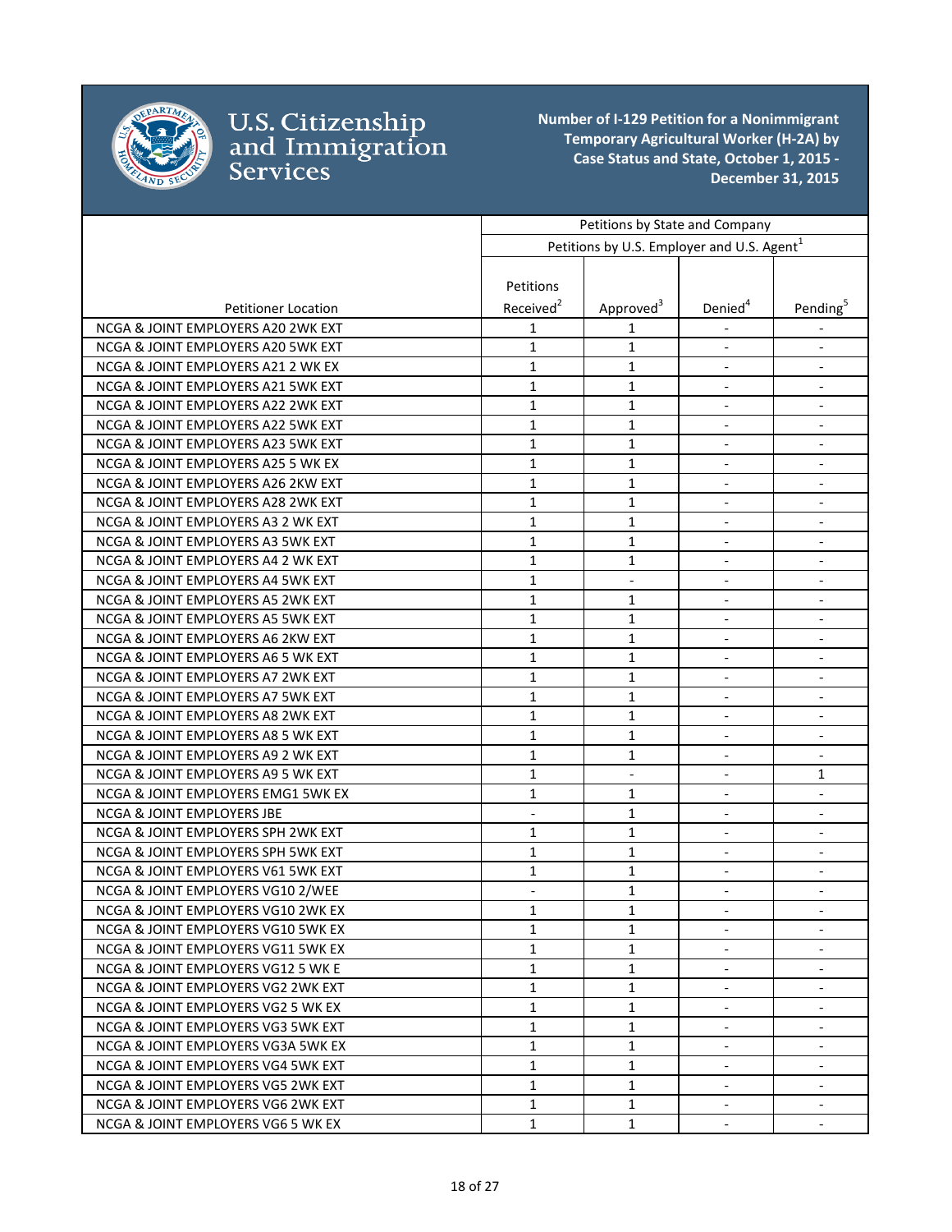# U.S. Citizenship and Immigration Services

**Number of I-129 Petition for a Nonimmigrant Temporary Agricultural Worker (H-2A) by Case Status and State, October 1, 2015 - December 31, 2015**

| Petitioner Location | Petitions by State and Company | | | |
|---|---|---|---|---|
| | Petitions by U.S. Employer and U.S. Agent[1] | | | |
| | Petitions Received[2] | Approved[3] | Denied[4] | Pending[5] |
| NCGA & JOINT EMPLOYERS A20 2WK EXT | 1 | 1 | - | - |
| NCGA & JOINT EMPLOYERS A20 5WK EXT | 1 | 1 | - | - |
| NCGA & JOINT EMPLOYERS A21 2 WK EX | 1 | 1 | - | - |
| NCGA & JOINT EMPLOYERS A21 5WK EXT | 1 | 1 | - | - |
| NCGA & JOINT EMPLOYERS A22 2WK EXT | 1 | 1 | - | - |
| NCGA & JOINT EMPLOYERS A22 5WK EXT | 1 | 1 | - | - |
| NCGA & JOINT EMPLOYERS A23 5WK EXT | 1 | 1 | - | - |
| NCGA & JOINT EMPLOYERS A25 5 WK EX | 1 | 1 | - | - |
| NCGA & JOINT EMPLOYERS A26 2KW EXT | 1 | 1 | - | - |
| NCGA & JOINT EMPLOYERS A28 2WK EXT | 1 | 1 | - | - |
| NCGA & JOINT EMPLOYERS A3 2 WK EXT | 1 | 1 | - | - |
| NCGA & JOINT EMPLOYERS A3 5WK EXT | 1 | 1 | - | - |
| NCGA & JOINT EMPLOYERS A4 2 WK EXT | 1 | 1 | - | - |
| NCGA & JOINT EMPLOYERS A4 5WK EXT | 1 | - | - | - |
| NCGA & JOINT EMPLOYERS A5 2WK EXT | 1 | 1 | - | - |
| NCGA & JOINT EMPLOYERS A5 5WK EXT | 1 | 1 | - | - |
| NCGA & JOINT EMPLOYERS A6 2KW EXT | 1 | 1 | - | - |
| NCGA & JOINT EMPLOYERS A6 5 WK EXT | 1 | 1 | - | - |
| NCGA & JOINT EMPLOYERS A7 2WK EXT | 1 | 1 | - | - |
| NCGA & JOINT EMPLOYERS A7 5WK EXT | 1 | 1 | - | - |
| NCGA & JOINT EMPLOYERS A8 2WK EXT | 1 | 1 | - | - |
| NCGA & JOINT EMPLOYERS A8 5 WK EXT | 1 | 1 | - | - |
| NCGA & JOINT EMPLOYERS A9 2 WK EXT | 1 | 1 | - | - |
| NCGA & JOINT EMPLOYERS A9 5 WK EXT | 1 | - | - | 1 |
| NCGA & JOINT EMPLOYERS EMG1 5WK EX | 1 | 1 | - | - |
| NCGA & JOINT EMPLOYERS JBE | - | 1 | - | - |
| NCGA & JOINT EMPLOYERS SPH 2WK EXT | 1 | 1 | - | - |
| NCGA & JOINT EMPLOYERS SPH 5WK EXT | 1 | 1 | - | - |
| NCGA & JOINT EMPLOYERS V61 5WK EXT | 1 | 1 | - | - |
| NCGA & JOINT EMPLOYERS VG10 2/WEE | - | 1 | - | - |
| NCGA & JOINT EMPLOYERS VG10 2WK EX | 1 | 1 | - | - |
| NCGA & JOINT EMPLOYERS VG10 5WK EX | 1 | 1 | - | - |
| NCGA & JOINT EMPLOYERS VG11 5WK EX | 1 | 1 | - | - |
| NCGA & JOINT EMPLOYERS VG12 5 WK E | 1 | 1 | - | - |
| NCGA & JOINT EMPLOYERS VG2 2WK EXT | 1 | 1 | - | - |
| NCGA & JOINT EMPLOYERS VG2 5 WK EX | 1 | 1 | - | - |
| NCGA & JOINT EMPLOYERS VG3 5WK EXT | 1 | 1 | - | - |
| NCGA & JOINT EMPLOYERS VG3A 5WK EX | 1 | 1 | - | - |
| NCGA & JOINT EMPLOYERS VG4 5WK EXT | 1 | 1 | - | - |
| NCGA & JOINT EMPLOYERS VG5 2WK EXT | 1 | 1 | - | - |
| NCGA & JOINT EMPLOYERS VG6 2WK EXT | 1 | 1 | - | - |
| NCGA & JOINT EMPLOYERS VG6 5 WK EX | 1 | 1 | - | - |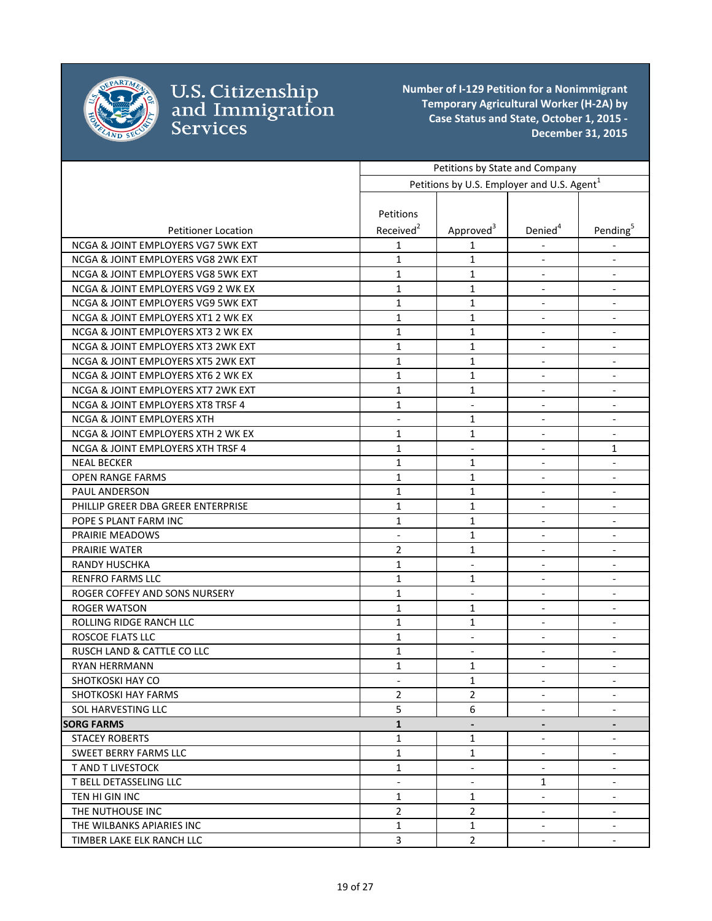**Number of I-129 Petition for a Nonimmigrant Temporary Agricultural Worker (H-2A) by Case Status and State, October 1, 2015 - December 31, 2015**

| | Petitions by State and Company | | | |
|---|---|---|---|---|
| | Petitions by U.S. Employer and U.S. Agent[1] | | | |
| Petitioner Location | Petitions Received[2] | Approved[3] | Denied[4] | Pending[5] |
| NCGA & JOINT EMPLOYERS VG7 5WK EXT | 1 | 1 | - | - |
| NCGA & JOINT EMPLOYERS VG8 2WK EXT | 1 | 1 | - | - |
| NCGA & JOINT EMPLOYERS VG8 5WK EXT | 1 | 1 | - | - |
| NCGA & JOINT EMPLOYERS VG9 2 WK EX | 1 | 1 | - | - |
| NCGA & JOINT EMPLOYERS VG9 5WK EXT | 1 | 1 | - | - |
| NCGA & JOINT EMPLOYERS XT1 2 WK EX | 1 | 1 | - | - |
| NCGA & JOINT EMPLOYERS XT3 2 WK EX | 1 | 1 | - | - |
| NCGA & JOINT EMPLOYERS XT3 2WK EXT | 1 | 1 | - | - |
| NCGA & JOINT EMPLOYERS XT5 2WK EXT | 1 | 1 | - | - |
| NCGA & JOINT EMPLOYERS XT6 2 WK EX | 1 | 1 | - | - |
| NCGA & JOINT EMPLOYERS XT7 2WK EXT | 1 | 1 | - | - |
| NCGA & JOINT EMPLOYERS XT8 TRSF 4 | 1 | - | - | - |
| NCGA & JOINT EMPLOYERS XTH | - | 1 | - | - |
| NCGA & JOINT EMPLOYERS XTH 2 WK EX | 1 | 1 | - | - |
| NCGA & JOINT EMPLOYERS XTH TRSF 4 | 1 | - | - | 1 |
| NEAL BECKER | 1 | 1 | - | - |
| OPEN RANGE FARMS | 1 | 1 | - | - |
| PAUL ANDERSON | 1 | 1 | - | - |
| PHILLIP GREER DBA GREER ENTERPRISE | 1 | 1 | - | - |
| POPE S PLANT FARM INC | 1 | 1 | - | - |
| PRAIRIE MEADOWS | - | 1 | - | - |
| PRAIRIE WATER | 2 | 1 | - | - |
| RANDY HUSCHKA | 1 | - | - | - |
| RENFRO FARMS LLC | 1 | 1 | - | - |
| ROGER COFFEY AND SONS NURSERY | 1 | - | - | - |
| ROGER WATSON | 1 | 1 | - | - |
| ROLLING RIDGE RANCH LLC | 1 | 1 | - | - |
| ROSCOE FLATS LLC | 1 | - | - | - |
| RUSCH LAND & CATTLE CO LLC | 1 | - | - | - |
| RYAN HERRMANN | 1 | 1 | - | - |
| SHOTKOSKI HAY CO | - | 1 | - | - |
| SHOTKOSKI HAY FARMS | 2 | 2 | - | - |
| SOL HARVESTING LLC | 5 | 6 | - | - |
| **SORG FARMS** | **1** | **-** | **-** | **-** |
| STACEY ROBERTS | 1 | 1 | - | - |
| SWEET BERRY FARMS LLC | 1 | 1 | - | - |
| T AND T LIVESTOCK | 1 | - | - | - |
| T BELL DETASSELING LLC | - | - | 1 | - |
| TEN HI GIN INC | 1 | 1 | - | - |
| THE NUTHOUSE INC | 2 | 2 | - | - |
| THE WILBANKS APIARIES INC | 1 | 1 | - | - |
| TIMBER LAKE ELK RANCH LLC | 3 | 2 | - | - |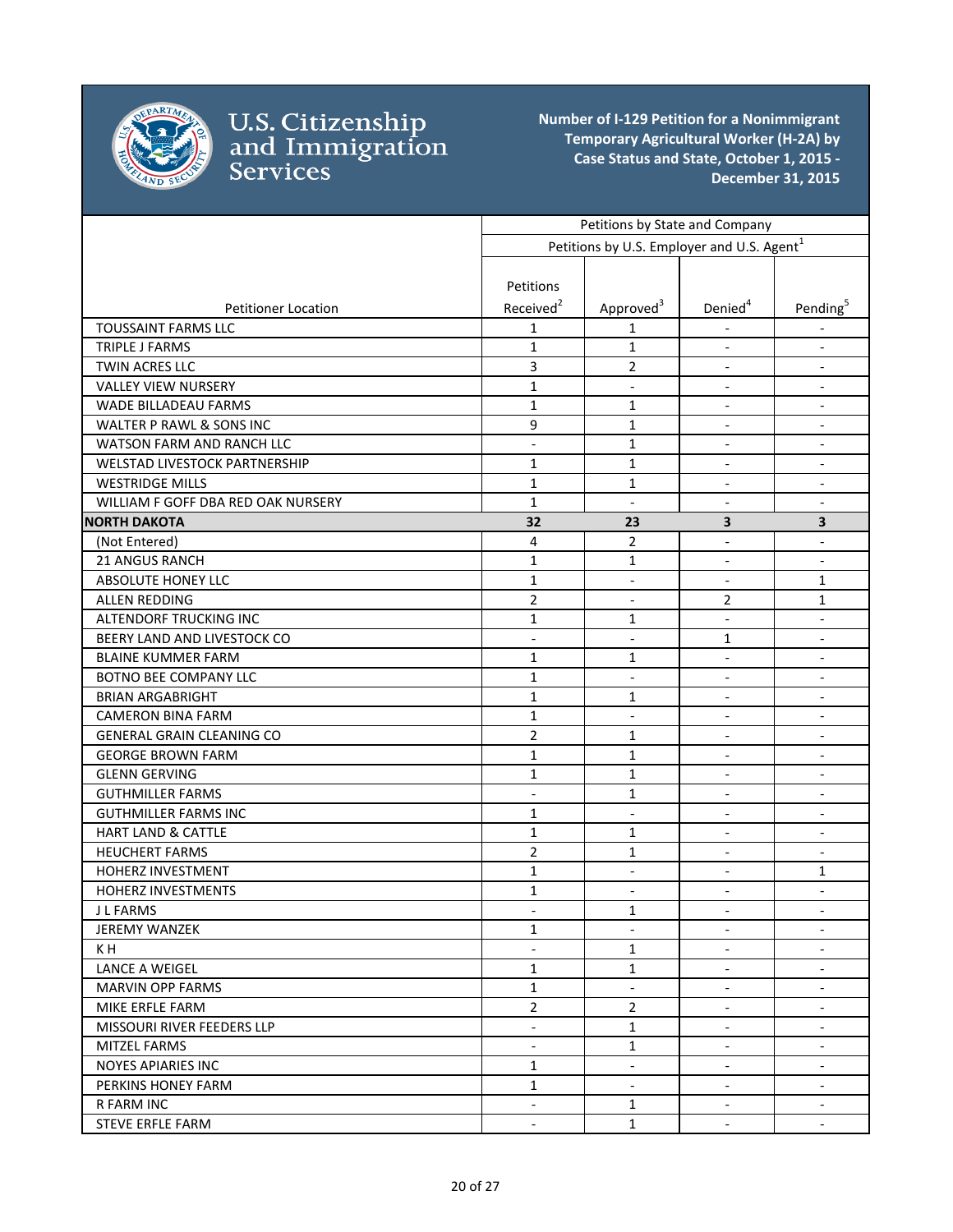# Number of I-129 Petition for a Nonimmigrant Temporary Agricultural Worker (H-2A) by Case Status and State, October 1, 2015 - December 31, 2015

| | Petitions by State and Company | | | |
|---|---|---|---|---|
| | Petitions by U.S. Employer and U.S. Agent[1] | | | |
| Petitioner Location | Petitions Received[2] | Approved[3] | Denied[4] | Pending[5] |
| TOUSSAINT FARMS LLC | 1 | 1 | - | - |
| TRIPLE J FARMS | 1 | 1 | - | - |
| TWIN ACRES LLC | 3 | 2 | - | - |
| VALLEY VIEW NURSERY | 1 | - | - | - |
| WADE BILLADEAU FARMS | 1 | 1 | - | - |
| WALTER P RAWL & SONS INC | 9 | 1 | - | - |
| WATSON FARM AND RANCH LLC | - | 1 | - | - |
| WELSTAD LIVESTOCK PARTNERSHIP | 1 | 1 | - | - |
| WESTRIDGE MILLS | 1 | 1 | - | - |
| WILLIAM F GOFF DBA RED OAK NURSERY | 1 | - | - | - |
| **NORTH DAKOTA** | **32** | **23** | **3** | **3** |
| (Not Entered) | 4 | 2 | - | - |
| 21 ANGUS RANCH | 1 | 1 | - | - |
| ABSOLUTE HONEY LLC | 1 | - | - | 1 |
| ALLEN REDDING | 2 | - | 2 | 1 |
| ALTENDORF TRUCKING INC | 1 | 1 | - | - |
| BEERY LAND AND LIVESTOCK CO | - | - | 1 | - |
| BLAINE KUMMER FARM | 1 | 1 | - | - |
| BOTNO BEE COMPANY LLC | 1 | - | - | - |
| BRIAN ARGABRIGHT | 1 | 1 | - | - |
| CAMERON BINA FARM | 1 | - | - | - |
| GENERAL GRAIN CLEANING CO | 2 | 1 | - | - |
| GEORGE BROWN FARM | 1 | 1 | - | - |
| GLENN GERVING | 1 | 1 | - | - |
| GUTHMILLER FARMS | - | 1 | - | - |
| GUTHMILLER FARMS INC | 1 | - | - | - |
| HART LAND & CATTLE | 1 | 1 | - | - |
| HEUCHERT FARMS | 2 | 1 | - | - |
| HOHERZ INVESTMENT | 1 | - | - | 1 |
| HOHERZ INVESTMENTS | 1 | - | - | - |
| J L FARMS | - | 1 | - | - |
| JEREMY WANZEK | 1 | - | - | - |
| K H | - | 1 | - | - |
| LANCE A WEIGEL | 1 | 1 | - | - |
| MARVIN OPP FARMS | 1 | - | - | - |
| MIKE ERFLE FARM | 2 | 2 | - | - |
| MISSOURI RIVER FEEDERS LLP | - | 1 | - | - |
| MITZEL FARMS | - | 1 | - | - |
| NOYES APIARIES INC | 1 | - | - | - |
| PERKINS HONEY FARM | 1 | - | - | - |
| R FARM INC | - | 1 | - | - |
| STEVE ERFLE FARM | - | 1 | - | - |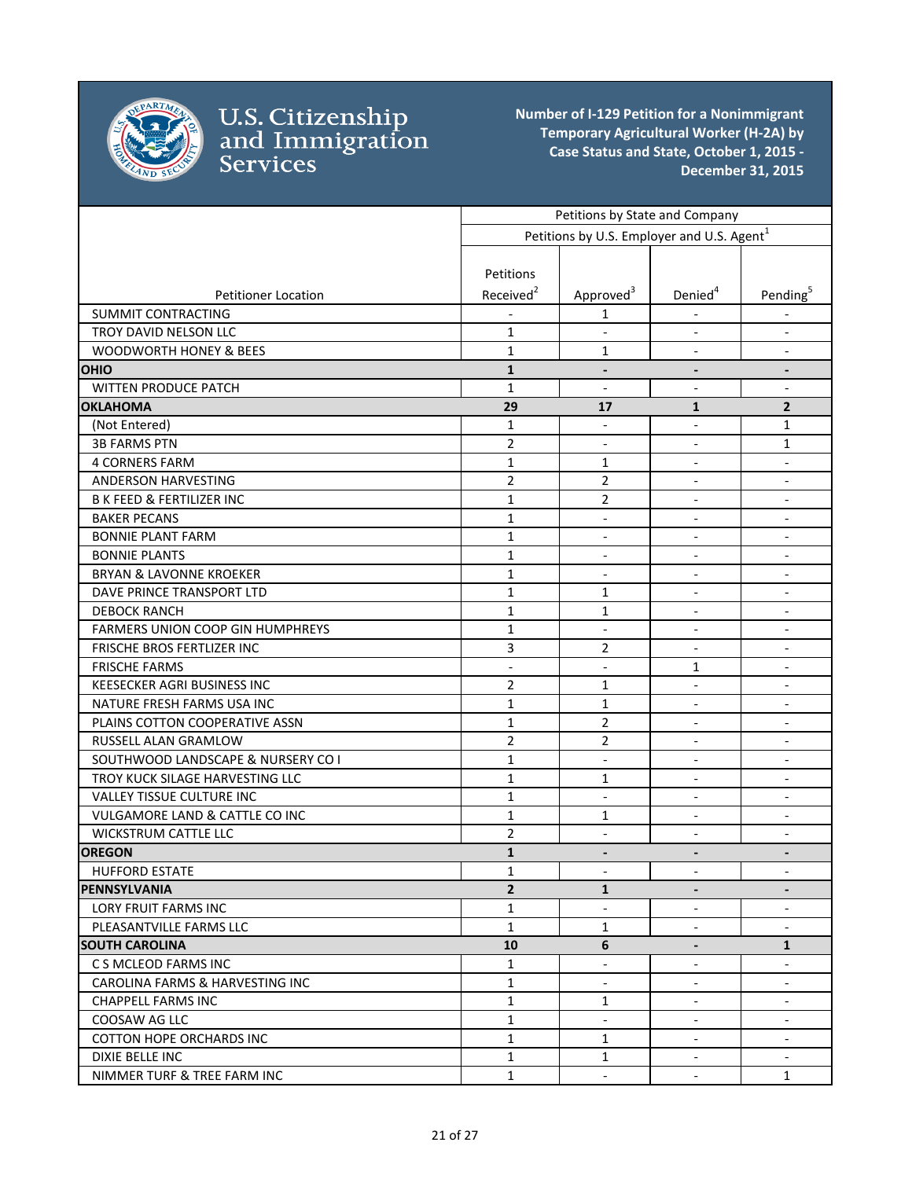# U.S. Citizenship and Immigration Services

**Number of I-129 Petition for a Nonimmigrant Temporary Agricultural Worker (H-2A) by Case Status and State, October 1, 2015 - December 31, 2015**

| | Petitions by State and Company | | | |
|---|---|---|---|---|
| | Petitions by U.S. Employer and U.S. Agent[1] | | | |
| Petitioner Location | Petitions Received[2] | Approved[3] | Denied[4] | Pending[5] |
| SUMMIT CONTRACTING | - | 1 | - | - |
| TROY DAVID NELSON LLC | 1 | - | - | - |
| WOODWORTH HONEY & BEES | 1 | 1 | - | - |
| **OHIO** | **1** | **-** | **-** | **-** |
| WITTEN PRODUCE PATCH | 1 | - | - | - |
| **OKLAHOMA** | **29** | **17** | **1** | **2** |
| (Not Entered) | 1 | - | - | 1 |
| 3B FARMS PTN | 2 | - | - | 1 |
| 4 CORNERS FARM | 1 | 1 | - | - |
| ANDERSON HARVESTING | 2 | 2 | - | - |
| B K FEED & FERTILIZER INC | 1 | 2 | - | - |
| BAKER PECANS | 1 | - | - | - |
| BONNIE PLANT FARM | 1 | - | - | - |
| BONNIE PLANTS | 1 | - | - | - |
| BRYAN & LAVONNE KROEKER | 1 | - | - | - |
| DAVE PRINCE TRANSPORT LTD | 1 | 1 | - | - |
| DEBOCK RANCH | 1 | 1 | - | - |
| FARMERS UNION COOP GIN HUMPHREYS | 1 | - | - | - |
| FRISCHE BROS FERTLIZER INC | 3 | 2 | - | - |
| FRISCHE FARMS | - | - | 1 | - |
| KEESECKER AGRI BUSINESS INC | 2 | 1 | - | - |
| NATURE FRESH FARMS USA INC | 1 | 1 | - | - |
| PLAINS COTTON COOPERATIVE ASSN | 1 | 2 | - | - |
| RUSSELL ALAN GRAMLOW | 2 | 2 | - | - |
| SOUTHWOOD LANDSCAPE & NURSERY CO I | 1 | - | - | - |
| TROY KUCK SILAGE HARVESTING LLC | 1 | 1 | - | - |
| VALLEY TISSUE CULTURE INC | 1 | - | - | - |
| VULGAMORE LAND & CATTLE CO INC | 1 | 1 | - | - |
| WICKSTRUM CATTLE LLC | 2 | - | - | - |
| **OREGON** | **1** | **-** | **-** | **-** |
| HUFFORD ESTATE | 1 | - | - | - |
| **PENNSYLVANIA** | **2** | **1** | **-** | **-** |
| LORY FRUIT FARMS INC | 1 | - | - | - |
| PLEASANTVILLE FARMS LLC | 1 | 1 | - | - |
| **SOUTH CAROLINA** | **10** | **6** | **-** | **1** |
| C S MCLEOD FARMS INC | 1 | - | - | - |
| CAROLINA FARMS & HARVESTING INC | 1 | - | - | - |
| CHAPPELL FARMS INC | 1 | 1 | - | - |
| COOSAW AG LLC | 1 | - | - | - |
| COTTON HOPE ORCHARDS INC | 1 | 1 | - | - |
| DIXIE BELLE INC | 1 | 1 | - | - |
| NIMMER TURF & TREE FARM INC | 1 | - | - | 1 |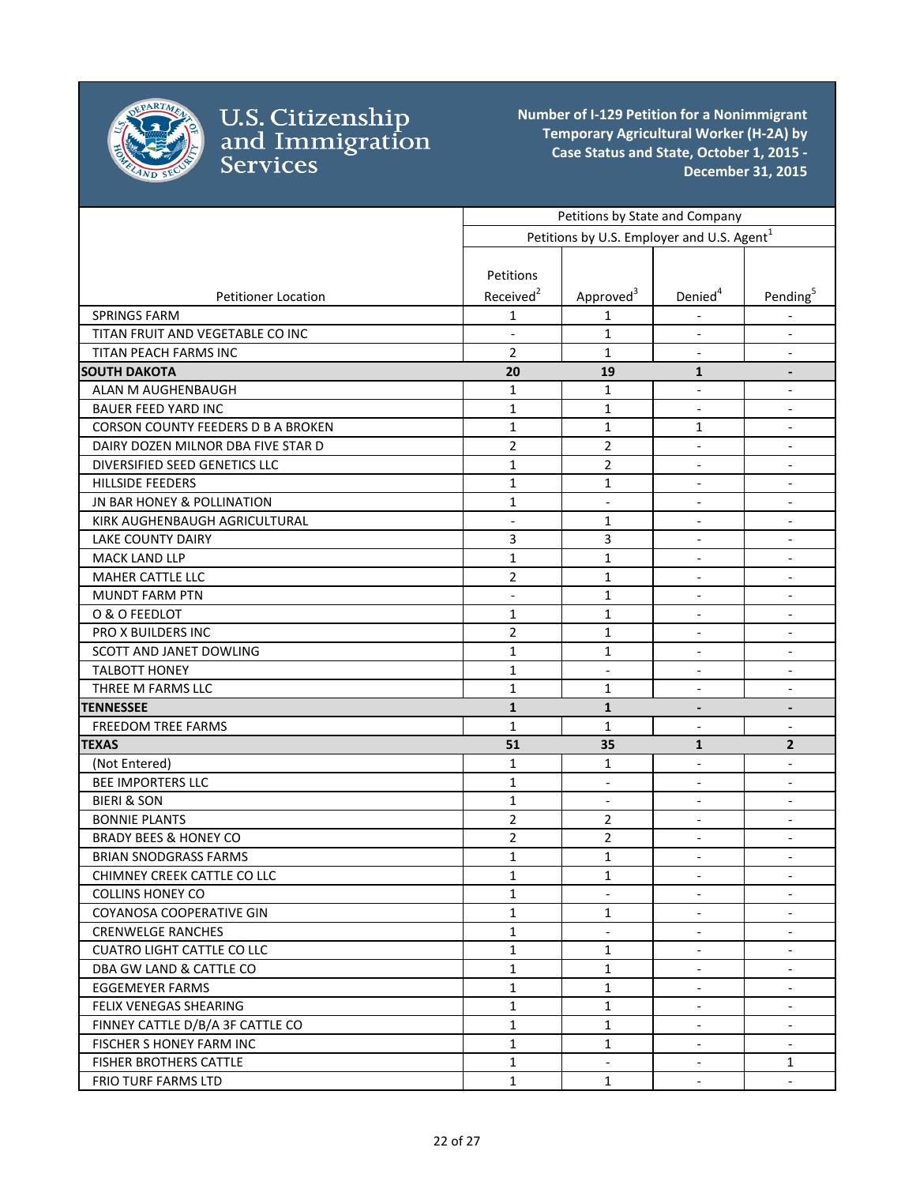# U.S. Citizenship and Immigration Services

**Number of I-129 Petition for a Nonimmigrant Temporary Agricultural Worker (H-2A) by Case Status and State, October 1, 2015 - December 31, 2015**

| | Petitions by State and Company | | | |
|---|---|---|---|---|
| | Petitions by U.S. Employer and U.S. Agent[1] | | | |
| Petitioner Location | Petitions Received[2] | Approved[3] | Denied[4] | Pending[5] |
| SPRINGS FARM | 1 | 1 | - | - |
| TITAN FRUIT AND VEGETABLE CO INC | - | 1 | - | - |
| TITAN PEACH FARMS INC | 2 | 1 | - | - |
| **SOUTH DAKOTA** | **20** | **19** | **1** | **-** |
| ALAN M AUGHENBAUGH | 1 | 1 | - | - |
| BAUER FEED YARD INC | 1 | 1 | - | - |
| CORSON COUNTY FEEDERS D B A BROKEN | 1 | 1 | 1 | - |
| DAIRY DOZEN MILNOR DBA FIVE STAR D | 2 | 2 | - | - |
| DIVERSIFIED SEED GENETICS LLC | 1 | 2 | - | - |
| HILLSIDE FEEDERS | 1 | 1 | - | - |
| JN BAR HONEY & POLLINATION | 1 | - | - | - |
| KIRK AUGHENBAUGH AGRICULTURAL | - | 1 | - | - |
| LAKE COUNTY DAIRY | 3 | 3 | - | - |
| MACK LAND LLP | 1 | 1 | - | - |
| MAHER CATTLE LLC | 2 | 1 | - | - |
| MUNDT FARM PTN | - | 1 | - | - |
| O & O FEEDLOT | 1 | 1 | - | - |
| PRO X BUILDERS INC | 2 | 1 | - | - |
| SCOTT AND JANET DOWLING | 1 | 1 | - | - |
| TALBOTT HONEY | 1 | - | - | - |
| THREE M FARMS LLC | 1 | 1 | - | - |
| **TENNESSEE** | **1** | **1** | **-** | **-** |
| FREEDOM TREE FARMS | 1 | 1 | - | - |
| **TEXAS** | **51** | **35** | **1** | **2** |
| (Not Entered) | 1 | 1 | - | - |
| BEE IMPORTERS LLC | 1 | - | - | - |
| BIERI & SON | 1 | - | - | - |
| BONNIE PLANTS | 2 | 2 | - | - |
| BRADY BEES & HONEY CO | 2 | 2 | - | - |
| BRIAN SNODGRASS FARMS | 1 | 1 | - | - |
| CHIMNEY CREEK CATTLE CO LLC | 1 | 1 | - | - |
| COLLINS HONEY CO | 1 | - | - | - |
| COYANOSA COOPERATIVE GIN | 1 | 1 | - | - |
| CRENWELGE RANCHES | 1 | - | - | - |
| CUATRO LIGHT CATTLE CO LLC | 1 | 1 | - | - |
| DBA GW LAND & CATTLE CO | 1 | 1 | - | - |
| EGGEMEYER FARMS | 1 | 1 | - | - |
| FELIX VENEGAS SHEARING | 1 | 1 | - | - |
| FINNEY CATTLE D/B/A 3F CATTLE CO | 1 | 1 | - | - |
| FISCHER S HONEY FARM INC | 1 | 1 | - | - |
| FISHER BROTHERS CATTLE | 1 | - | - | 1 |
| FRIO TURF FARMS LTD | 1 | 1 | - | - |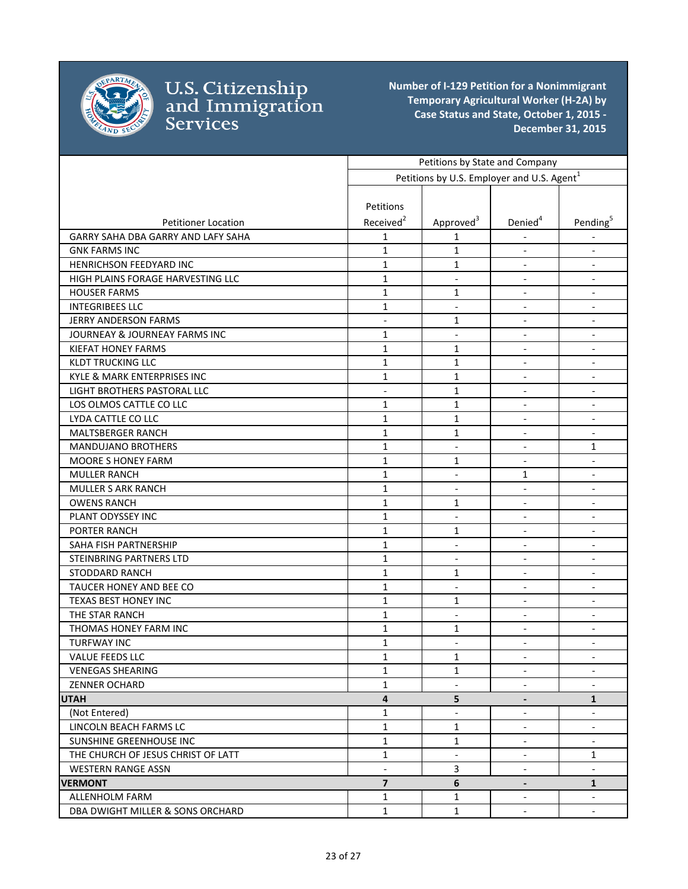# Number of I-129 Petition for a Nonimmigrant Temporary Agricultural Worker (H-2A) by Case Status and State, October 1, 2015 - December 31, 2015

U.S. Citizenship and Immigration Services

| Petitioner Location | Petitions by State and Company | | | |
|---|---|---|---|---|
| | Petitions by U.S. Employer and U.S. Agent[1] | | | |
| | Petitions Received[2] | Approved[3] | Denied[4] | Pending[5] |
| GARRY SAHA DBA GARRY AND LAFY SAHA | 1 | 1 | - | - |
| GNK FARMS INC | 1 | 1 | - | - |
| HENRICHSON FEEDYARD INC | 1 | 1 | - | - |
| HIGH PLAINS FORAGE HARVESTING LLC | 1 | - | - | - |
| HOUSER FARMS | 1 | 1 | - | - |
| INTEGRIBEES LLC | 1 | - | - | - |
| JERRY ANDERSON FARMS | - | 1 | - | - |
| JOURNEAY & JOURNEAY FARMS INC | 1 | - | - | - |
| KIEFAT HONEY FARMS | 1 | 1 | - | - |
| KLDT TRUCKING LLC | 1 | 1 | - | - |
| KYLE & MARK ENTERPRISES INC | 1 | 1 | - | - |
| LIGHT BROTHERS PASTORAL LLC | - | 1 | - | - |
| LOS OLMOS CATTLE CO LLC | 1 | 1 | - | - |
| LYDA CATTLE CO LLC | 1 | 1 | - | - |
| MALTSBERGER RANCH | 1 | 1 | - | - |
| MANDUJANO BROTHERS | 1 | - | - | 1 |
| MOORE S HONEY FARM | 1 | 1 | - | - |
| MULLER RANCH | 1 | - | 1 | - |
| MULLER S ARK RANCH | 1 | - | - | - |
| OWENS RANCH | 1 | 1 | - | - |
| PLANT ODYSSEY INC | 1 | - | - | - |
| PORTER RANCH | 1 | 1 | - | - |
| SAHA FISH PARTNERSHIP | 1 | - | - | - |
| STEINBRING PARTNERS LTD | 1 | - | - | - |
| STODDARD RANCH | 1 | 1 | - | - |
| TAUCER HONEY AND BEE CO | 1 | - | - | - |
| TEXAS BEST HONEY INC | 1 | 1 | - | - |
| THE STAR RANCH | 1 | - | - | - |
| THOMAS HONEY FARM INC | 1 | 1 | - | - |
| TURFWAY INC | 1 | - | - | - |
| VALUE FEEDS LLC | 1 | 1 | - | - |
| VENEGAS SHEARING | 1 | 1 | - | - |
| ZENNER OCHARD | 1 | - | - | - |
| **UTAH** | **4** | **5** | **-** | **1** |
| (Not Entered) | 1 | - | - | - |
| LINCOLN BEACH FARMS LC | 1 | 1 | - | - |
| SUNSHINE GREENHOUSE INC | 1 | 1 | - | - |
| THE CHURCH OF JESUS CHRIST OF LATT | 1 | - | - | 1 |
| WESTERN RANGE ASSN | - | 3 | - | - |
| **VERMONT** | **7** | **6** | **-** | **1** |
| ALLENHOLM FARM | 1 | 1 | - | - |
| DBA DWIGHT MILLER & SONS ORCHARD | 1 | 1 | - | - |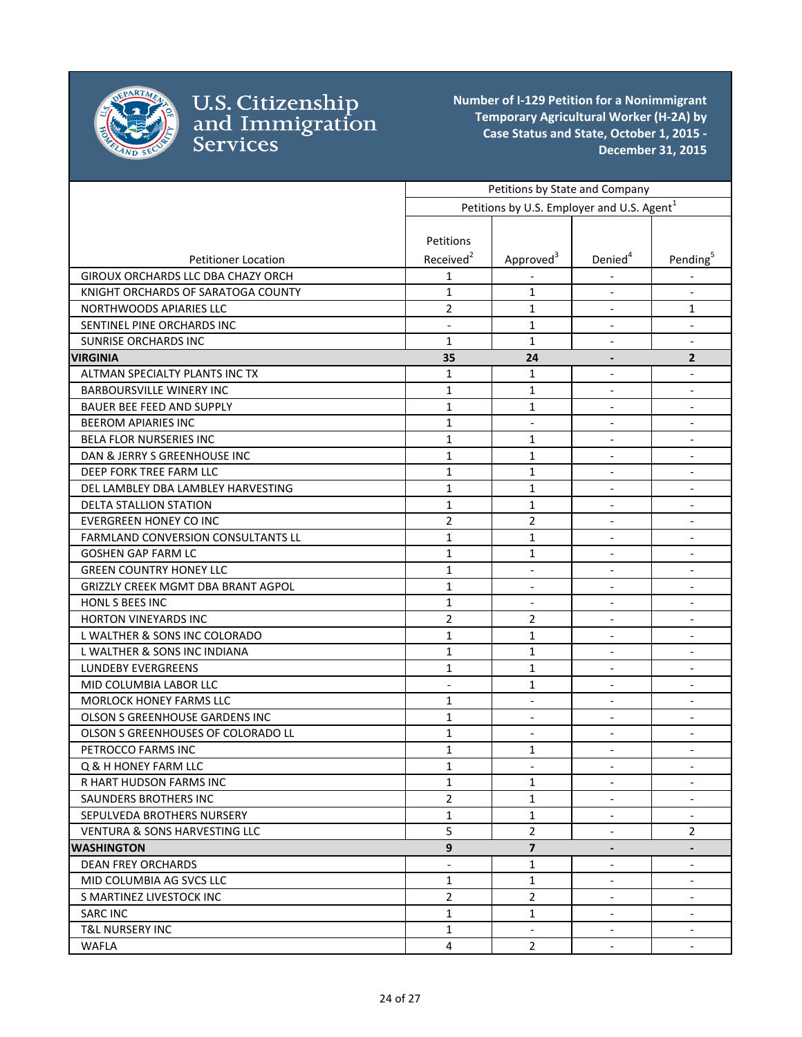**U.S. Citizenship and Immigration Services**

**Number of I-129 Petition for a Nonimmigrant Temporary Agricultural Worker (H-2A) by Case Status and State, October 1, 2015 - December 31, 2015**

| | Petitions by State and Company | | | |
|---|---|---|---|---|
| | Petitions by U.S. Employer and U.S. Agent[1] | | | |
| Petitioner Location | Petitions Received[2] | Approved[3] | Denied[4] | Pending[5] |
| GIROUX ORCHARDS LLC DBA CHAZY ORCH | 1 | - | - | - |
| KNIGHT ORCHARDS OF SARATOGA COUNTY | 1 | 1 | - | - |
| NORTHWOODS APIARIES LLC | 2 | 1 | - | 1 |
| SENTINEL PINE ORCHARDS INC | - | 1 | - | - |
| SUNRISE ORCHARDS INC | 1 | 1 | - | - |
| **VIRGINIA** | **35** | **24** | **-** | **2** |
| ALTMAN SPECIALTY PLANTS INC TX | 1 | 1 | - | - |
| BARBOURSVILLE WINERY INC | 1 | 1 | - | - |
| BAUER BEE FEED AND SUPPLY | 1 | 1 | - | - |
| BEEROM APIARIES INC | 1 | - | - | - |
| BELA FLOR NURSERIES INC | 1 | 1 | - | - |
| DAN & JERRY S GREENHOUSE INC | 1 | 1 | - | - |
| DEEP FORK TREE FARM LLC | 1 | 1 | - | - |
| DEL LAMBLEY DBA LAMBLEY HARVESTING | 1 | 1 | - | - |
| DELTA STALLION STATION | 1 | 1 | - | - |
| EVERGREEN HONEY CO INC | 2 | 2 | - | - |
| FARMLAND CONVERSION CONSULTANTS LL | 1 | 1 | - | - |
| GOSHEN GAP FARM LC | 1 | 1 | - | - |
| GREEN COUNTRY HONEY LLC | 1 | - | - | - |
| GRIZZLY CREEK MGMT DBA BRANT AGPOL | 1 | - | - | - |
| HONL S BEES INC | 1 | - | - | - |
| HORTON VINEYARDS INC | 2 | 2 | - | - |
| L WALTHER & SONS INC COLORADO | 1 | 1 | - | - |
| L WALTHER & SONS INC INDIANA | 1 | 1 | - | - |
| LUNDEBY EVERGREENS | 1 | 1 | - | - |
| MID COLUMBIA LABOR LLC | - | 1 | - | - |
| MORLOCK HONEY FARMS LLC | 1 | - | - | - |
| OLSON S GREENHOUSE GARDENS INC | 1 | - | - | - |
| OLSON S GREENHOUSES OF COLORADO LL | 1 | - | - | - |
| PETROCCO FARMS INC | 1 | 1 | - | - |
| Q & H HONEY FARM LLC | 1 | - | - | - |
| R HART HUDSON FARMS INC | 1 | 1 | - | - |
| SAUNDERS BROTHERS INC | 2 | 1 | - | - |
| SEPULVEDA BROTHERS NURSERY | 1 | 1 | - | - |
| VENTURA & SONS HARVESTING LLC | 5 | 2 | - | 2 |
| **WASHINGTON** | **9** | **7** | **-** | **-** |
| DEAN FREY ORCHARDS | - | 1 | - | - |
| MID COLUMBIA AG SVCS LLC | 1 | 1 | - | - |
| S MARTINEZ LIVESTOCK INC | 2 | 2 | - | - |
| SARC INC | 1 | 1 | - | - |
| T&L NURSERY INC | 1 | - | - | - |
| WAFLA | 4 | 2 | - | - |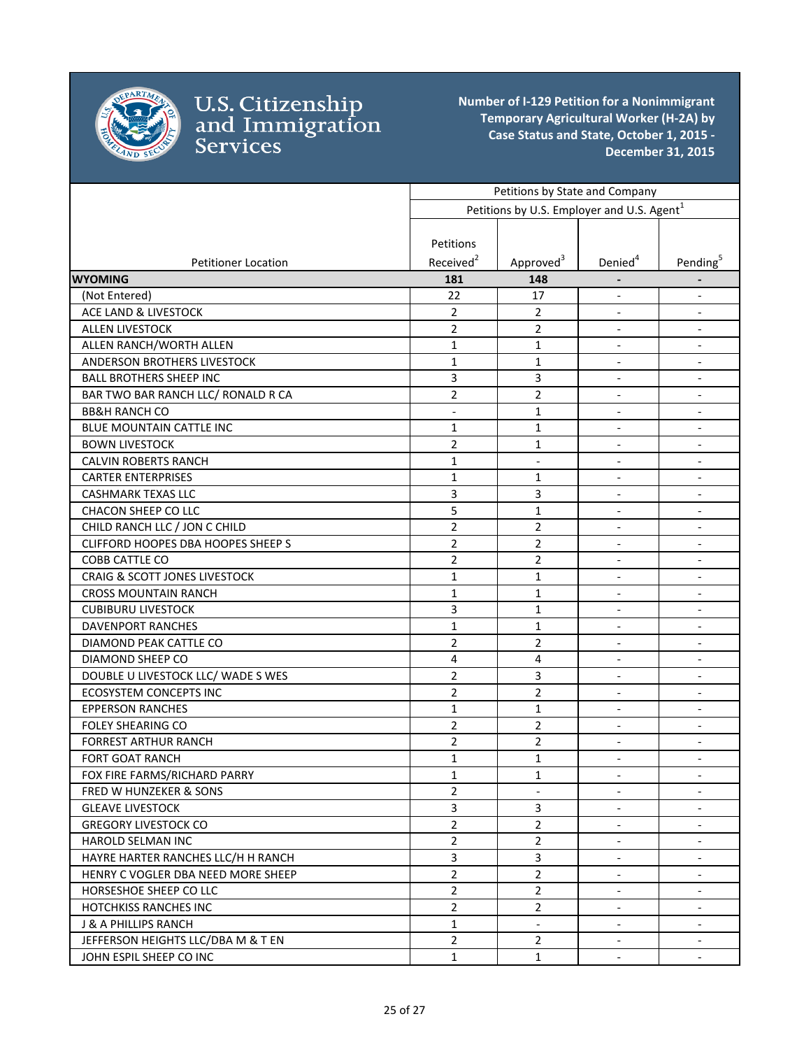# U.S. Citizenship and Immigration Services

**Number of I-129 Petition for a Nonimmigrant Temporary Agricultural Worker (H-2A) by Case Status and State, October 1, 2015 - December 31, 2015**

| | Petitions by State and Company | | | |
|---|---|---|---|---|
| | Petitions by U.S. Employer and U.S. Agent[1] | | | |
| Petitioner Location | Petitions Received[2] | Approved[3] | Denied[4] | Pending[5] |
| **WYOMING** | **181** | **148** | **-** | **-** |
| (Not Entered) | 22 | 17 | - | - |
| ACE LAND & LIVESTOCK | 2 | 2 | - | - |
| ALLEN LIVESTOCK | 2 | 2 | - | - |
| ALLEN RANCH/WORTH ALLEN | 1 | 1 | - | - |
| ANDERSON BROTHERS LIVESTOCK | 1 | 1 | - | - |
| BALL BROTHERS SHEEP INC | 3 | 3 | - | - |
| BAR TWO BAR RANCH LLC/ RONALD R CA | 2 | 2 | - | - |
| BB&H RANCH CO | - | 1 | - | - |
| BLUE MOUNTAIN CATTLE INC | 1 | 1 | - | - |
| BOWN LIVESTOCK | 2 | 1 | - | - |
| CALVIN ROBERTS RANCH | 1 | - | - | - |
| CARTER ENTERPRISES | 1 | 1 | - | - |
| CASHMARK TEXAS LLC | 3 | 3 | - | - |
| CHACON SHEEP CO LLC | 5 | 1 | - | - |
| CHILD RANCH LLC / JON C CHILD | 2 | 2 | - | - |
| CLIFFORD HOOPES DBA HOOPES SHEEP S | 2 | 2 | - | - |
| COBB CATTLE CO | 2 | 2 | - | - |
| CRAIG & SCOTT JONES LIVESTOCK | 1 | 1 | - | - |
| CROSS MOUNTAIN RANCH | 1 | 1 | - | - |
| CUBIBURU LIVESTOCK | 3 | 1 | - | - |
| DAVENPORT RANCHES | 1 | 1 | - | - |
| DIAMOND PEAK CATTLE CO | 2 | 2 | - | - |
| DIAMOND SHEEP CO | 4 | 4 | - | - |
| DOUBLE U LIVESTOCK LLC/ WADE S WES | 2 | 3 | - | - |
| ECOSYSTEM CONCEPTS INC | 2 | 2 | - | - |
| EPPERSON RANCHES | 1 | 1 | - | - |
| FOLEY SHEARING CO | 2 | 2 | - | - |
| FORREST ARTHUR RANCH | 2 | 2 | - | - |
| FORT GOAT RANCH | 1 | 1 | - | - |
| FOX FIRE FARMS/RICHARD PARRY | 1 | 1 | - | - |
| FRED W HUNZEKER & SONS | 2 | - | - | - |
| GLEAVE LIVESTOCK | 3 | 3 | - | - |
| GREGORY LIVESTOCK CO | 2 | 2 | - | - |
| HAROLD SELMAN INC | 2 | 2 | - | - |
| HAYRE HARTER RANCHES LLC/H H RANCH | 3 | 3 | - | - |
| HENRY C VOGLER DBA NEED MORE SHEEP | 2 | 2 | - | - |
| HORSESHOE SHEEP CO LLC | 2 | 2 | - | - |
| HOTCHKISS RANCHES INC | 2 | 2 | - | - |
| J & A PHILLIPS RANCH | 1 | - | - | - |
| JEFFERSON HEIGHTS LLC/DBA M & T EN | 2 | 2 | - | - |
| JOHN ESPIL SHEEP CO INC | 1 | 1 | - | - |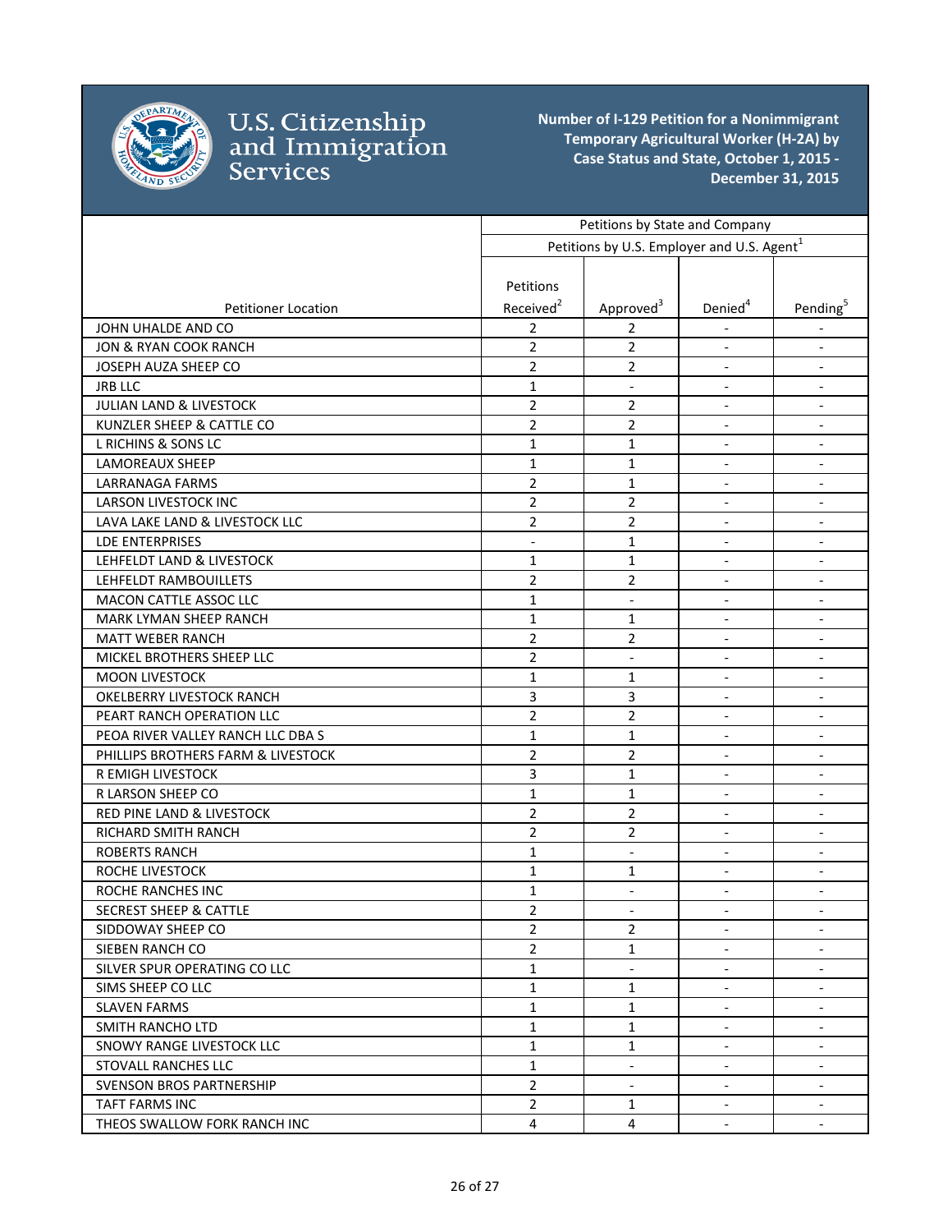# Number of I-129 Petition for a Nonimmigrant Temporary Agricultural Worker (H-2A) by Case Status and State, October 1, 2015 - December 31, 2015

| Petitioner Location | Petitions by State and Company | | | |
|---|---|---|---|---|
| | Petitions by U.S. Employer and U.S. Agent[1] | | | |
| | Petitions Received[2] | Approved[3] | Denied[4] | Pending[5] |
| JOHN UHALDE AND CO | 2 | 2 | - | - |
| JON & RYAN COOK RANCH | 2 | 2 | - | - |
| JOSEPH AUZA SHEEP CO | 2 | 2 | - | - |
| JRB LLC | 1 | - | - | - |
| JULIAN LAND & LIVESTOCK | 2 | 2 | - | - |
| KUNZLER SHEEP & CATTLE CO | 2 | 2 | - | - |
| L RICHINS & SONS LC | 1 | 1 | - | - |
| LAMOREAUX SHEEP | 1 | 1 | - | - |
| LARRANAGA FARMS | 2 | 1 | - | - |
| LARSON LIVESTOCK INC | 2 | 2 | - | - |
| LAVA LAKE LAND & LIVESTOCK LLC | 2 | 2 | - | - |
| LDE ENTERPRISES | - | 1 | - | - |
| LEHFELDT LAND & LIVESTOCK | 1 | 1 | - | - |
| LEHFELDT RAMBOUILLETS | 2 | 2 | - | - |
| MACON CATTLE ASSOC LLC | 1 | - | - | - |
| MARK LYMAN SHEEP RANCH | 1 | 1 | - | - |
| MATT WEBER RANCH | 2 | 2 | - | - |
| MICKEL BROTHERS SHEEP LLC | 2 | - | - | - |
| MOON LIVESTOCK | 1 | 1 | - | - |
| OKELBERRY LIVESTOCK RANCH | 3 | 3 | - | - |
| PEART RANCH OPERATION LLC | 2 | 2 | - | - |
| PEOA RIVER VALLEY RANCH LLC DBA S | 1 | 1 | - | - |
| PHILLIPS BROTHERS FARM & LIVESTOCK | 2 | 2 | - | - |
| R EMIGH LIVESTOCK | 3 | 1 | - | - |
| R LARSON SHEEP CO | 1 | 1 | - | - |
| RED PINE LAND & LIVESTOCK | 2 | 2 | - | - |
| RICHARD SMITH RANCH | 2 | 2 | - | - |
| ROBERTS RANCH | 1 | - | - | - |
| ROCHE LIVESTOCK | 1 | 1 | - | - |
| ROCHE RANCHES INC | 1 | - | - | - |
| SECREST SHEEP & CATTLE | 2 | - | - | - |
| SIDDOWAY SHEEP CO | 2 | 2 | - | - |
| SIEBEN RANCH CO | 2 | 1 | - | - |
| SILVER SPUR OPERATING CO LLC | 1 | - | - | - |
| SIMS SHEEP CO LLC | 1 | 1 | - | - |
| SLAVEN FARMS | 1 | 1 | - | - |
| SMITH RANCHO LTD | 1 | 1 | - | - |
| SNOWY RANGE LIVESTOCK LLC | 1 | 1 | - | - |
| STOVALL RANCHES LLC | 1 | - | - | - |
| SVENSON BROS PARTNERSHIP | 2 | - | - | - |
| TAFT FARMS INC | 2 | 1 | - | - |
| THEOS SWALLOW FORK RANCH INC | 4 | 4 | - | - |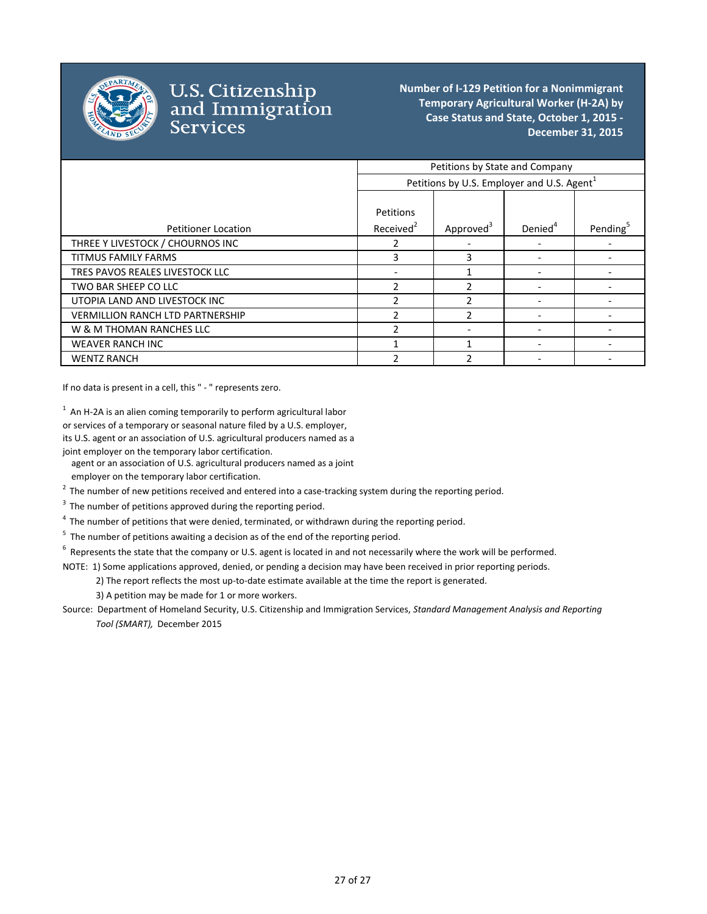U.S. Citizenship and Immigration Services

**Number of I-129 Petition for a Nonimmigrant Temporary Agricultural Worker (H-2A) by Case Status and State, October 1, 2015 - December 31, 2015**

| | Petitions by State and Company | | | |
|---|---|---|---|---|
| | Petitions by U.S. Employer and U.S. Agent[1] | | | |
| Petitioner Location | Petitions Received[2] | Approved[3] | Denied[4] | Pending[5] |
| THREE Y LIVESTOCK / CHOURNOS INC | 2 | - | - | - |
| TITMUS FAMILY FARMS | 3 | 3 | - | - |
| TRES PAVOS REALES LIVESTOCK LLC | - | 1 | - | - |
| TWO BAR SHEEP CO LLC | 2 | 2 | - | - |
| UTOPIA LAND AND LIVESTOCK INC | 2 | 2 | - | - |
| VERMILLION RANCH LTD PARTNERSHIP | 2 | 2 | - | - |
| W & M THOMAN RANCHES LLC | 2 | - | - | - |
| WEAVER RANCH INC | 1 | 1 | - | - |
| WENTZ RANCH | 2 | 2 | - | - |

If no data is present in a cell, this " - " represents zero.

[1] An H-2A is an alien coming temporarily to perform agricultural labor or services of a temporary or seasonal nature filed by a U.S. employer, its U.S. agent or an association of U.S. agricultural producers named as a joint employer on the temporary labor certification.
agent or an association of U.S. agricultural producers named as a joint employer on the temporary labor certification.

[2] The number of new petitions received and entered into a case-tracking system during the reporting period.

[3] The number of petitions approved during the reporting period.

[4] The number of petitions that were denied, terminated, or withdrawn during the reporting period.

[5] The number of petitions awaiting a decision as of the end of the reporting period.

[6] Represents the state that the company or U.S. agent is located in and not necessarily where the work will be performed.

NOTE: 1) Some applications approved, denied, or pending a decision may have been received in prior reporting periods.
2) The report reflects the most up-to-date estimate available at the time the report is generated.
3) A petition may be made for 1 or more workers.

Source: Department of Homeland Security, U.S. Citizenship and Immigration Services, *Standard Management Analysis and Reporting Tool (SMART),* December 2015